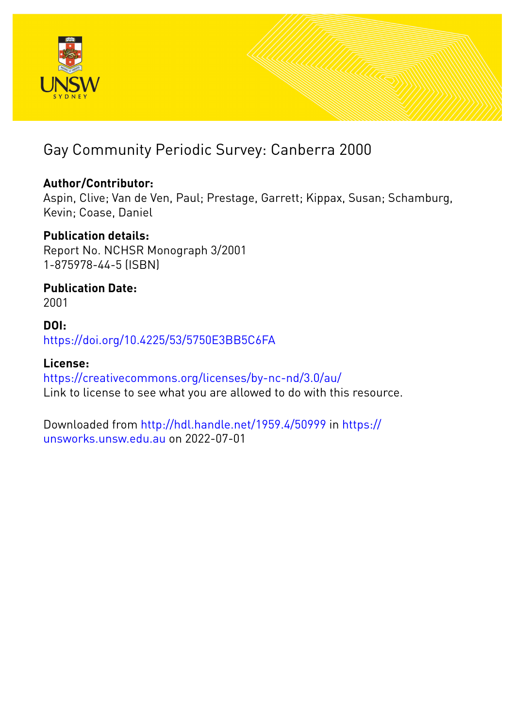# Gay Community Periodic Survey: Canberra 2000

**Author/Contributor:**
Aspin, Clive; Van de Ven, Paul; Prestage, Garrett; Kippax, Susan; Schamburg, Kevin; Coase, Daniel

**Publication details:**
Report No. NCHSR Monograph 3/2001
1-875978-44-5 (ISBN)

**Publication Date:**
2001

**DOI:**
https://doi.org/10.4225/53/5750E3BB5C6FA

**License:**
https://creativecommons.org/licenses/by-nc-nd/3.0/au/
Link to license to see what you are allowed to do with this resource.

Downloaded from http://hdl.handle.net/1959.4/50999 in https://unsworks.unsw.edu.au on 2022-07-01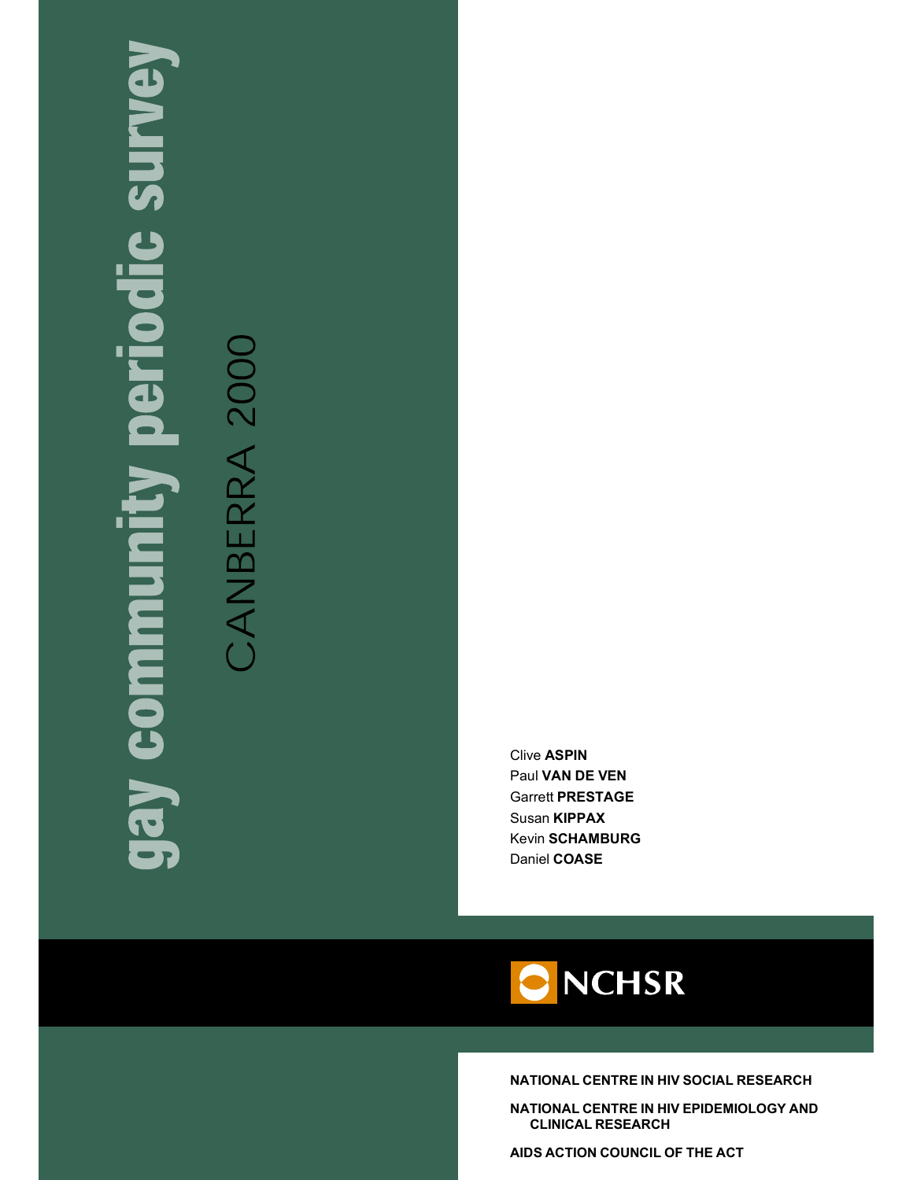# gay community periodic survey

## CANBERRA 2000

Clive **ASPIN**
Paul **VAN DE VEN**
Garrett **PRESTAGE**
Susan **KIPPAX**
Kevin **SCHAMBURG**
Daniel **COASE**

NCHSR

**NATIONAL CENTRE IN HIV SOCIAL RESEARCH**

**NATIONAL CENTRE IN HIV EPIDEMIOLOGY AND CLINICAL RESEARCH**

**AIDS ACTION COUNCIL OF THE ACT**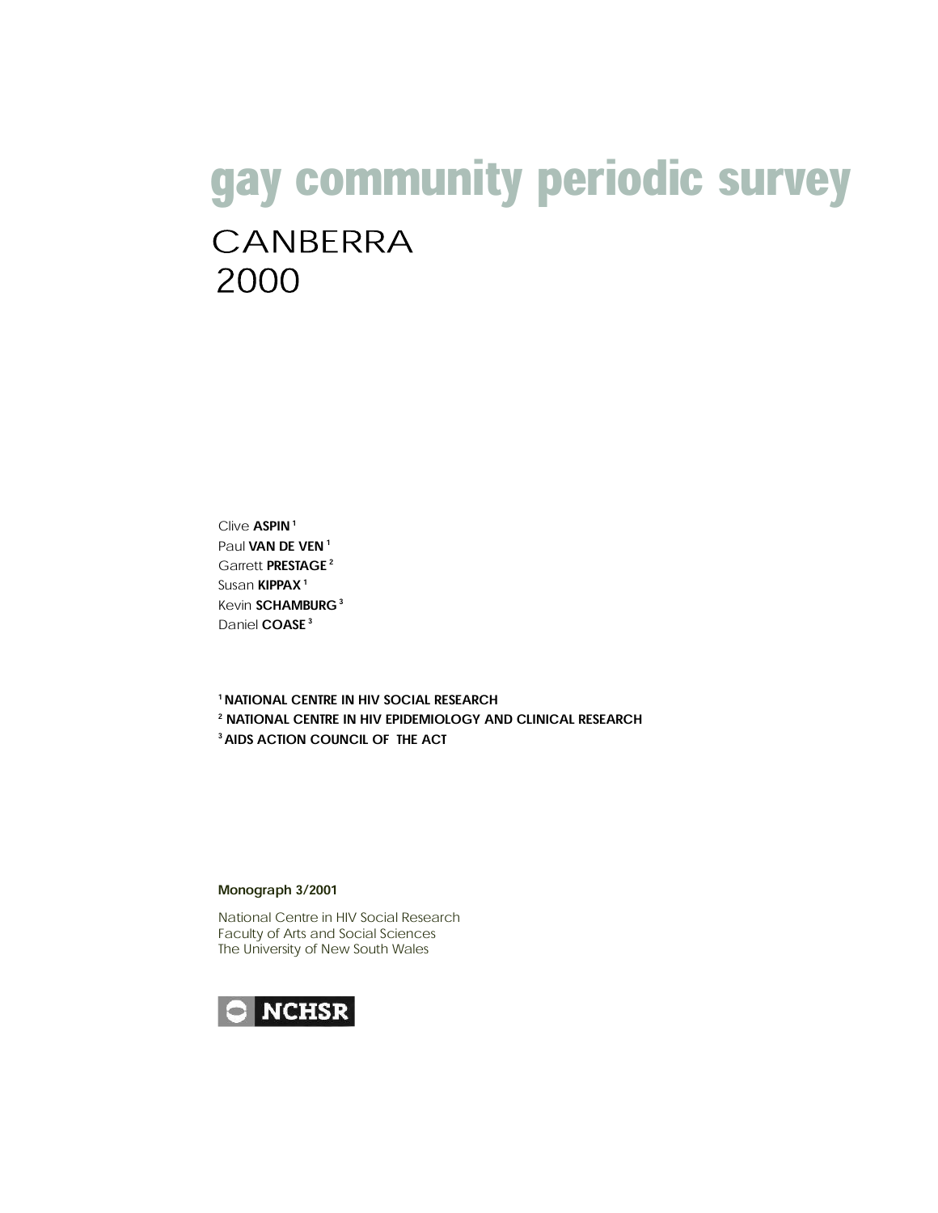# gay community periodic survey

## CANBERRA 2000

Clive **ASPIN** [1]
Paul **VAN DE VEN** [1]
Garrett **PRESTAGE** [2]
Susan **KIPPAX** [1]
Kevin **SCHAMBURG** [3]
Daniel **COASE** [3]

[1] **NATIONAL CENTRE IN HIV SOCIAL RESEARCH**
[2] **NATIONAL CENTRE IN HIV EPIDEMIOLOGY AND CLINICAL RESEARCH**
[3] **AIDS ACTION COUNCIL OF THE ACT**

**Monograph 3/2001**

National Centre in HIV Social Research
Faculty of Arts and Social Sciences
The University of New South Wales

NCHSR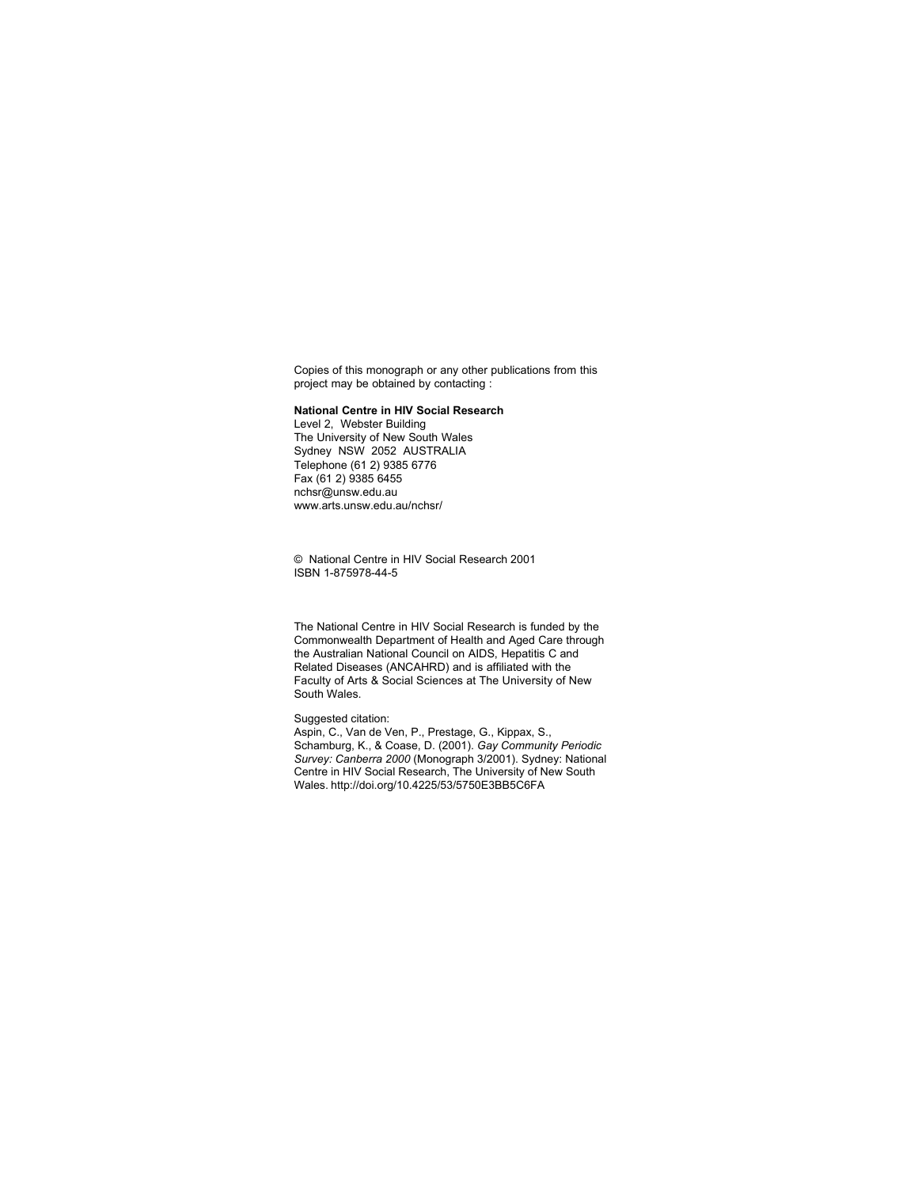Copies of this monograph or any other publications from this project may be obtained by contacting :

**National Centre in HIV Social Research**
Level 2, Webster Building
The University of New South Wales
Sydney NSW 2052 AUSTRALIA
Telephone (61 2) 9385 6776
Fax (61 2) 9385 6455
nchsr@unsw.edu.au
www.arts.unsw.edu.au/nchsr/

© National Centre in HIV Social Research 2001
ISBN 1-875978-44-5

The National Centre in HIV Social Research is funded by the Commonwealth Department of Health and Aged Care through the Australian National Council on AIDS, Hepatitis C and Related Diseases (ANCAHRD) and is affiliated with the Faculty of Arts & Social Sciences at The University of New South Wales.

Suggested citation:
Aspin, C., Van de Ven, P., Prestage, G., Kippax, S., Schamburg, K., & Coase, D. (2001). *Gay Community Periodic Survey: Canberra 2000* (Monograph 3/2001). Sydney: National Centre in HIV Social Research, The University of New South Wales. http://doi.org/10.4225/53/5750E3BB5C6FA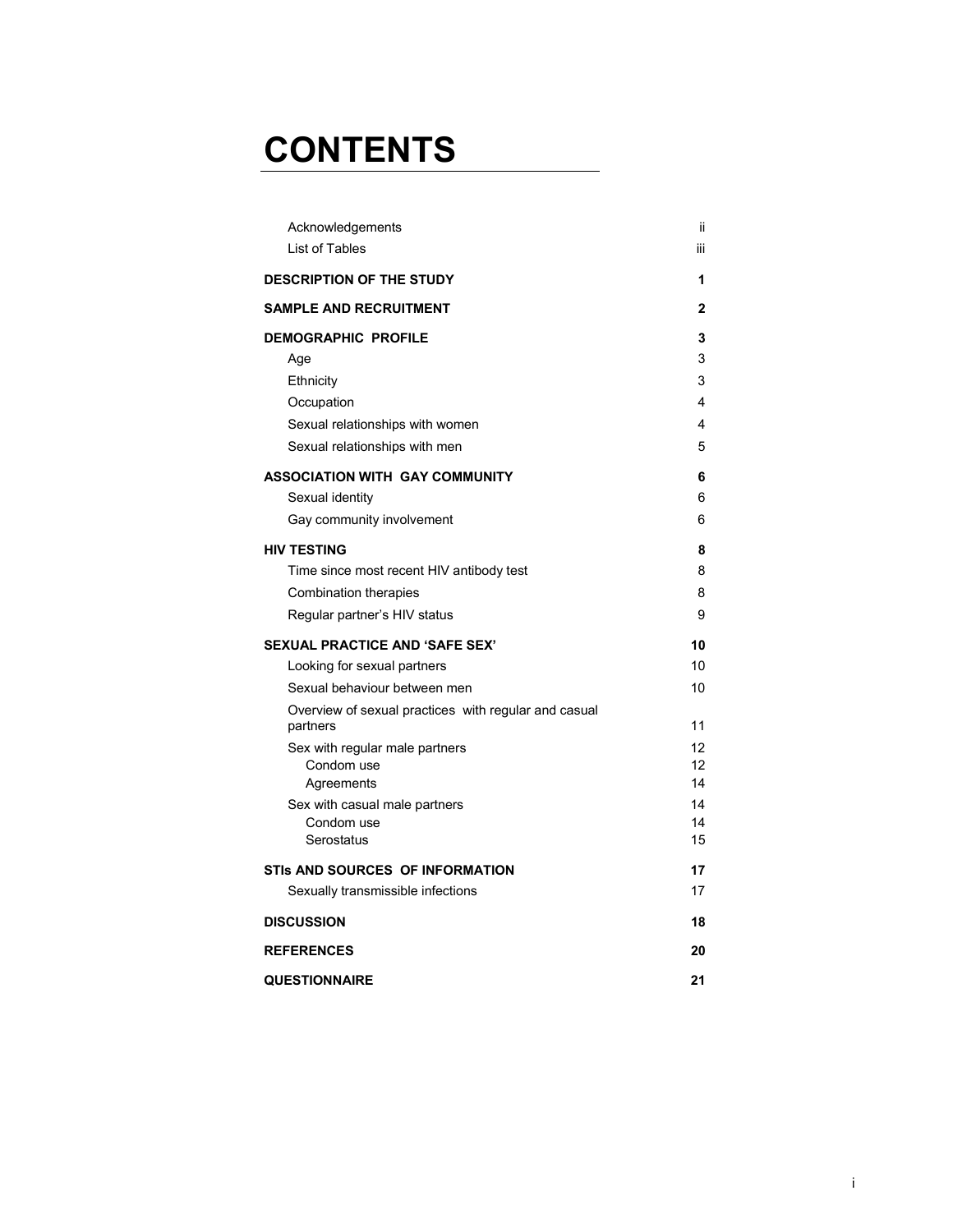# CONTENTS

| | |
|---|---|
| Acknowledgements | ii |
| List of Tables | iii |
| **DESCRIPTION OF THE STUDY** | **1** |
| **SAMPLE AND RECRUITMENT** | **2** |
| **DEMOGRAPHIC PROFILE** | **3** |
| Age | 3 |
| Ethnicity | 3 |
| Occupation | 4 |
| Sexual relationships with women | 4 |
| Sexual relationships with men | 5 |
| **ASSOCIATION WITH GAY COMMUNITY** | **6** |
| Sexual identity | 6 |
| Gay community involvement | 6 |
| **HIV TESTING** | **8** |
| Time since most recent HIV antibody test | 8 |
| Combination therapies | 8 |
| Regular partner's HIV status | 9 |
| **SEXUAL PRACTICE AND 'SAFE SEX'** | **10** |
| Looking for sexual partners | 10 |
| Sexual behaviour between men | 10 |
| Overview of sexual practices with regular and casual partners | 11 |
| Sex with regular male partners | 12 |
| Condom use | 12 |
| Agreements | 14 |
| Sex with casual male partners | 14 |
| Condom use | 14 |
| Serostatus | 15 |
| **STIs AND SOURCES OF INFORMATION** | **17** |
| Sexually transmissible infections | 17 |
| **DISCUSSION** | **18** |
| **REFERENCES** | **20** |
| **QUESTIONNAIRE** | **21** |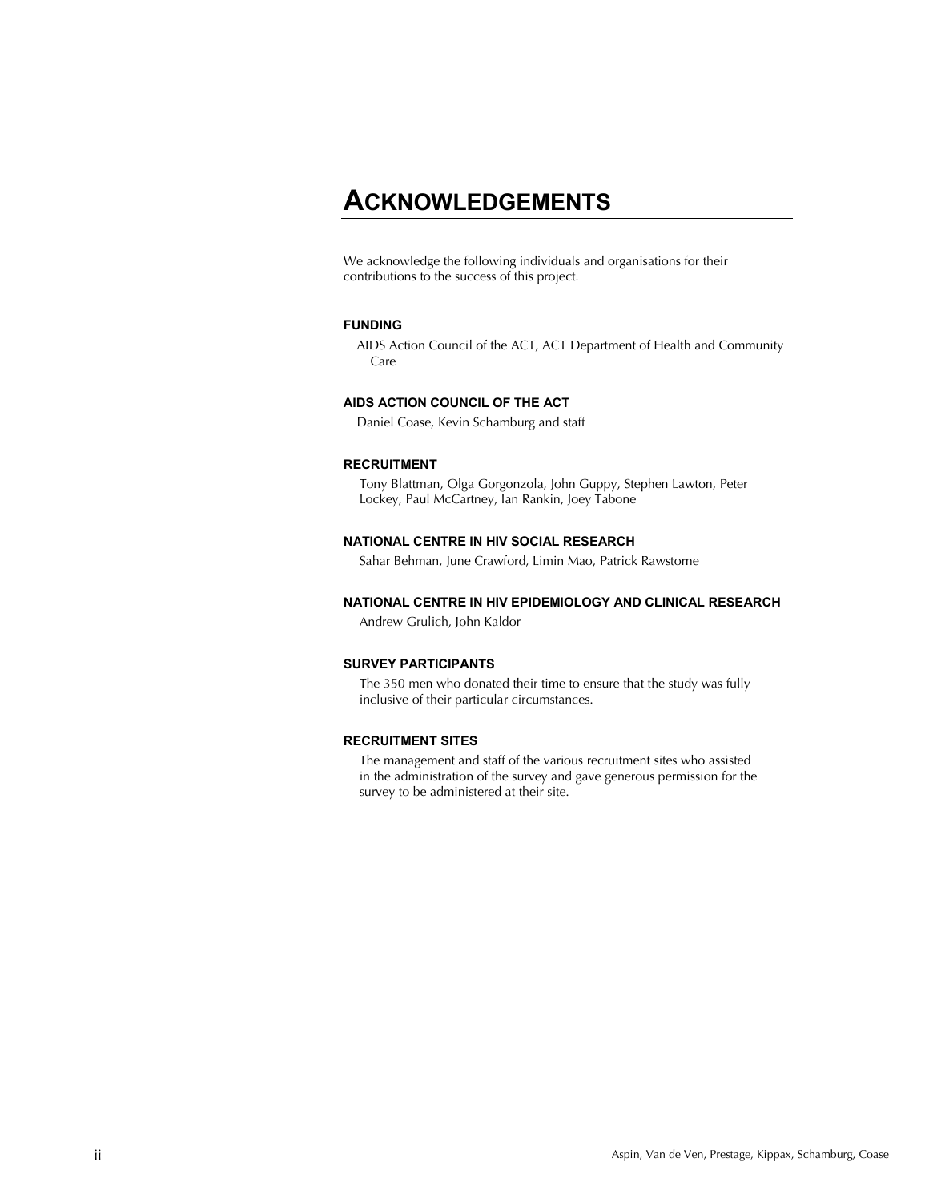# ACKNOWLEDGEMENTS

We acknowledge the following individuals and organisations for their contributions to the success of this project.

### FUNDING

AIDS Action Council of the ACT, ACT Department of Health and Community Care

### AIDS ACTION COUNCIL OF THE ACT

Daniel Coase, Kevin Schamburg and staff

### RECRUITMENT

Tony Blattman, Olga Gorgonzola, John Guppy, Stephen Lawton, Peter Lockey, Paul McCartney, Ian Rankin, Joey Tabone

### NATIONAL CENTRE IN HIV SOCIAL RESEARCH

Sahar Behman, June Crawford, Limin Mao, Patrick Rawstorne

### NATIONAL CENTRE IN HIV EPIDEMIOLOGY AND CLINICAL RESEARCH

Andrew Grulich, John Kaldor

### SURVEY PARTICIPANTS

The 350 men who donated their time to ensure that the study was fully inclusive of their particular circumstances.

### RECRUITMENT SITES

The management and staff of the various recruitment sites who assisted in the administration of the survey and gave generous permission for the survey to be administered at their site.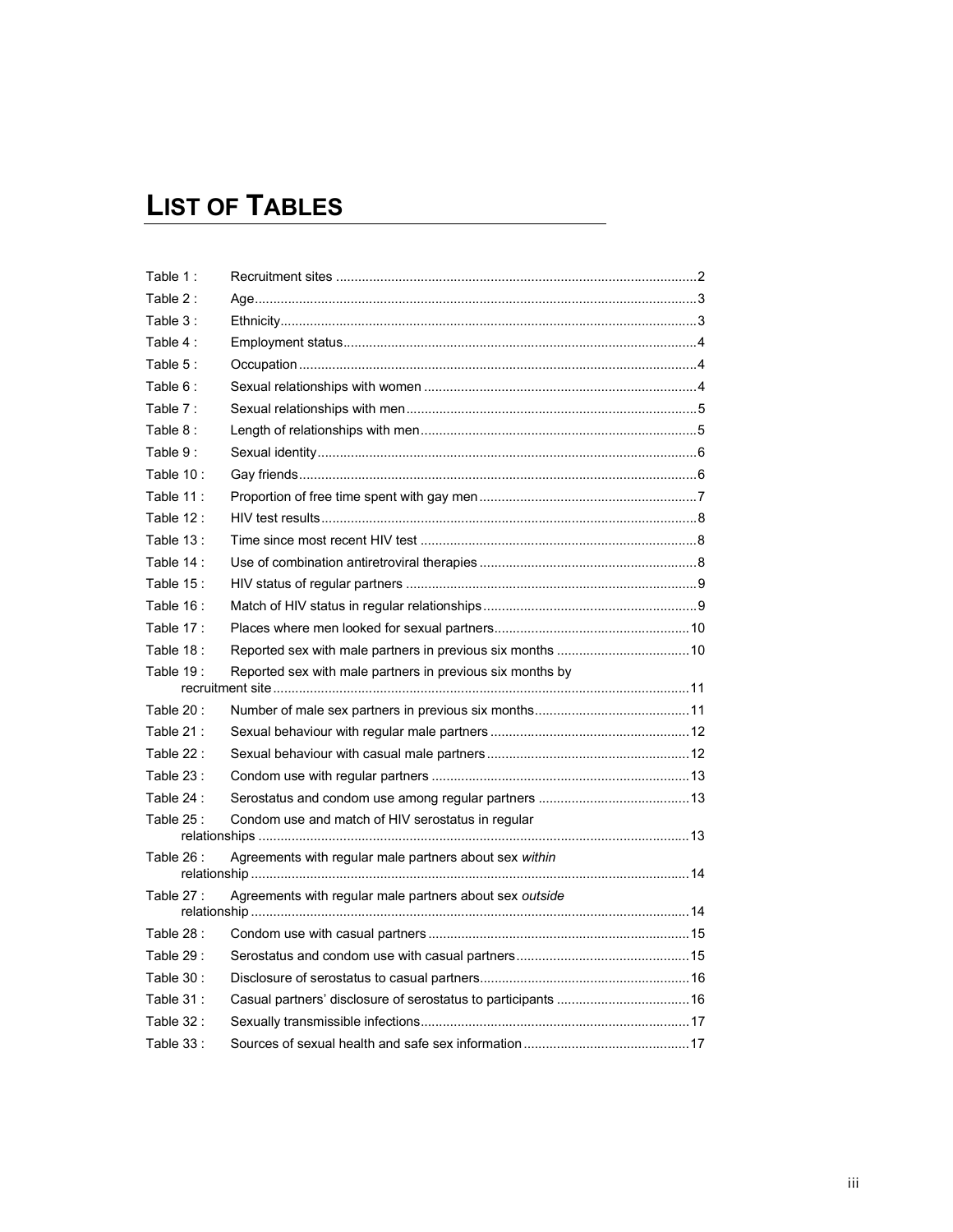# LIST OF TABLES

Table 1 : Recruitment sites ....................................................................................................2

Table 2 : Age.........................................................................................................................3

Table 3 : Ethnicity..................................................................................................................3

Table 4 : Employment status..................................................................................................4

Table 5 : Occupation..............................................................................................................4

Table 6 : Sexual relationships with women ...........................................................................4

Table 7 : Sexual relationships with men.................................................................................5

Table 8 : Length of relationships with men.............................................................................5

Table 9 : Sexual identity.........................................................................................................6

Table 10 : Gay friends.............................................................................................................6

Table 11 : Proportion of free time spent with gay men............................................................7

Table 12 : HIV test results.......................................................................................................8

Table 13 : Time since most recent HIV test ............................................................................8

Table 14 : Use of combination antiretroviral therapies ............................................................8

Table 15 : HIV status of regular partners ................................................................................9

Table 16 : Match of HIV status in regular relationships...........................................................9

Table 17 : Places where men looked for sexual partners......................................................10

Table 18 : Reported sex with male partners in previous six months .....................................10

Table 19 : Reported sex with male partners in previous six months by recruitment site.................................................................................................................11

Table 20 : Number of male sex partners in previous six months...........................................11

Table 21 : Sexual behaviour with regular male partners .......................................................12

Table 22 : Sexual behaviour with casual male partners........................................................12

Table 23 : Condom use with regular partners .......................................................................13

Table 24 : Serostatus and condom use among regular partners ..........................................13

Table 25 : Condom use and match of HIV serostatus in regular relationships .....................................................................................................................13

Table 26 : Agreements with regular male partners about sex *within* relationship .......................................................................................................................14

Table 27 : Agreements with regular male partners about sex *outside* relationship .......................................................................................................................14

Table 28 : Condom use with casual partners.........................................................................15

Table 29 : Serostatus and condom use with casual partners................................................15

Table 30 : Disclosure of serostatus to casual partners..........................................................16

Table 31 : Casual partners' disclosure of serostatus to participants .....................................16

Table 32 : Sexually transmissible infections..........................................................................17

Table 33 : Sources of sexual health and safe sex information..............................................17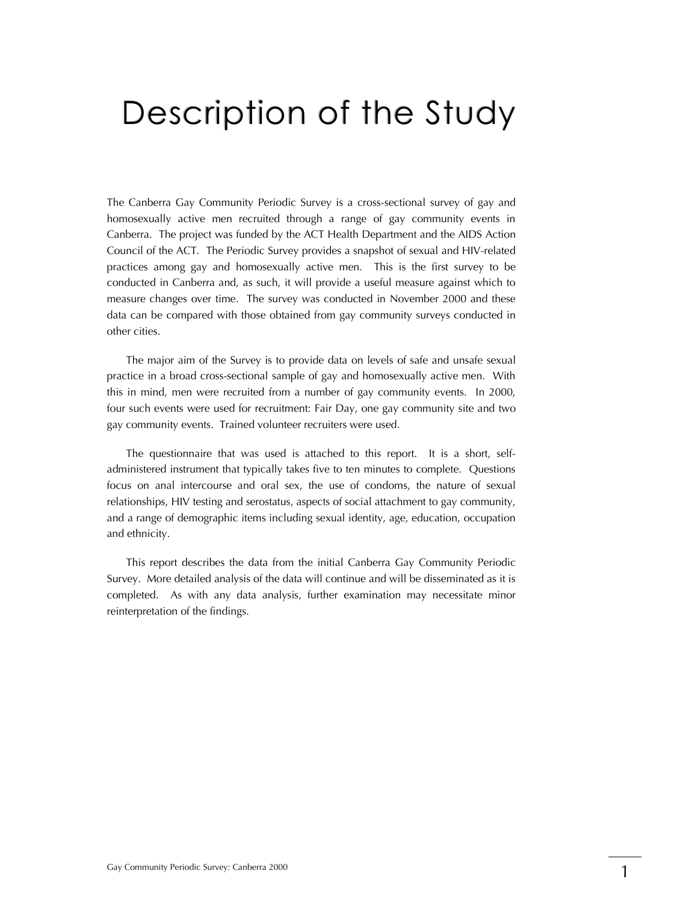# Description of the Study

The Canberra Gay Community Periodic Survey is a cross-sectional survey of gay and homosexually active men recruited through a range of gay community events in Canberra. The project was funded by the ACT Health Department and the AIDS Action Council of the ACT. The Periodic Survey provides a snapshot of sexual and HIV-related practices among gay and homosexually active men. This is the first survey to be conducted in Canberra and, as such, it will provide a useful measure against which to measure changes over time. The survey was conducted in November 2000 and these data can be compared with those obtained from gay community surveys conducted in other cities.

The major aim of the Survey is to provide data on levels of safe and unsafe sexual practice in a broad cross-sectional sample of gay and homosexually active men. With this in mind, men were recruited from a number of gay community events. In 2000, four such events were used for recruitment: Fair Day, one gay community site and two gay community events. Trained volunteer recruiters were used.

The questionnaire that was used is attached to this report. It is a short, self-administered instrument that typically takes five to ten minutes to complete. Questions focus on anal intercourse and oral sex, the use of condoms, the nature of sexual relationships, HIV testing and serostatus, aspects of social attachment to gay community, and a range of demographic items including sexual identity, age, education, occupation and ethnicity.

This report describes the data from the initial Canberra Gay Community Periodic Survey. More detailed analysis of the data will continue and will be disseminated as it is completed. As with any data analysis, further examination may necessitate minor reinterpretation of the findings.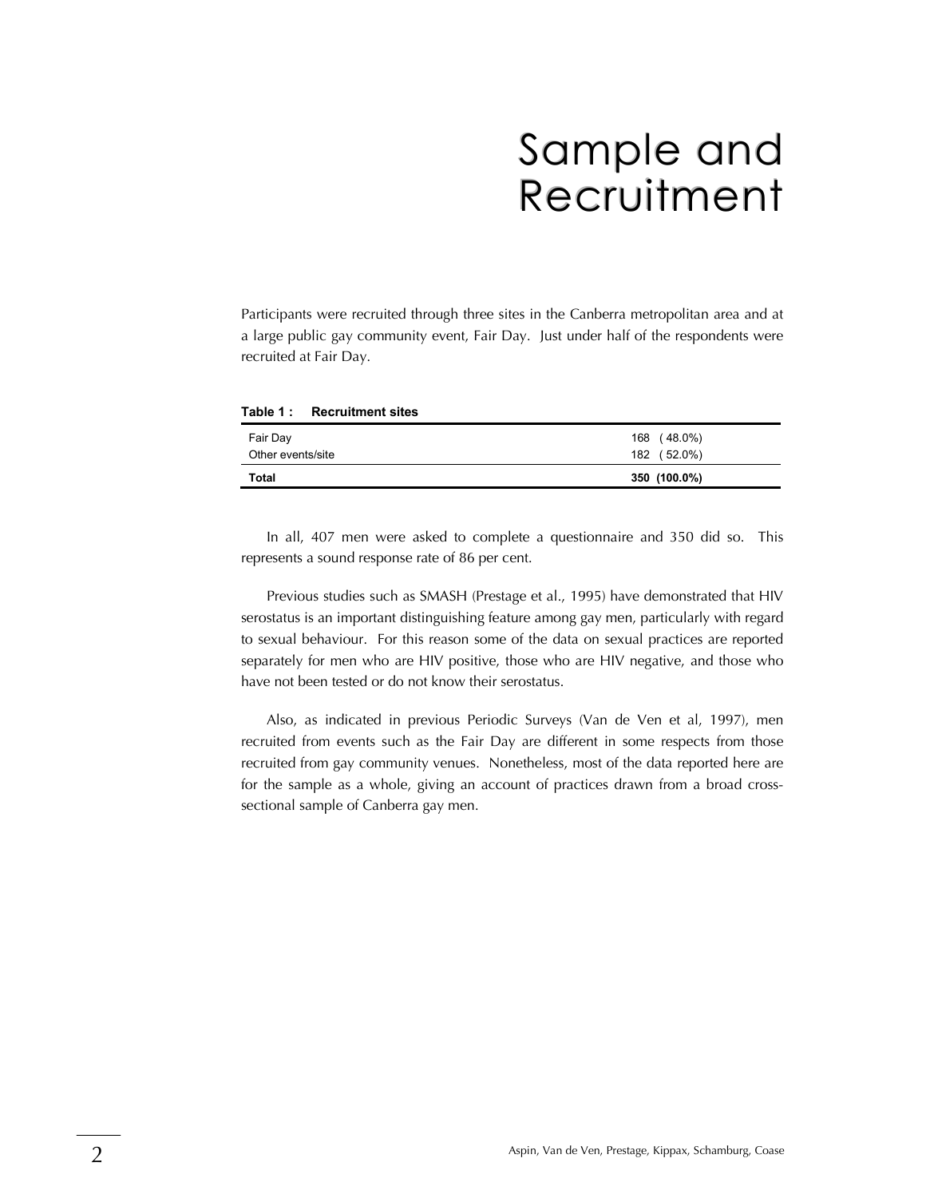# Sample and Recruitment

Participants were recruited through three sites in the Canberra metropolitan area and at a large public gay community event, Fair Day. Just under half of the respondents were recruited at Fair Day.

**Table 1 : Recruitment sites**

| | |
|---|---|
| Fair Day | 168 ( 48.0%) |
| Other events/site | 182 ( 52.0%) |
| **Total** | **350 (100.0%)** |

In all, 407 men were asked to complete a questionnaire and 350 did so. This represents a sound response rate of 86 per cent.

Previous studies such as SMASH (Prestage et al., 1995) have demonstrated that HIV serostatus is an important distinguishing feature among gay men, particularly with regard to sexual behaviour. For this reason some of the data on sexual practices are reported separately for men who are HIV positive, those who are HIV negative, and those who have not been tested or do not know their serostatus.

Also, as indicated in previous Periodic Surveys (Van de Ven et al, 1997), men recruited from events such as the Fair Day are different in some respects from those recruited from gay community venues. Nonetheless, most of the data reported here are for the sample as a whole, giving an account of practices drawn from a broad cross-sectional sample of Canberra gay men.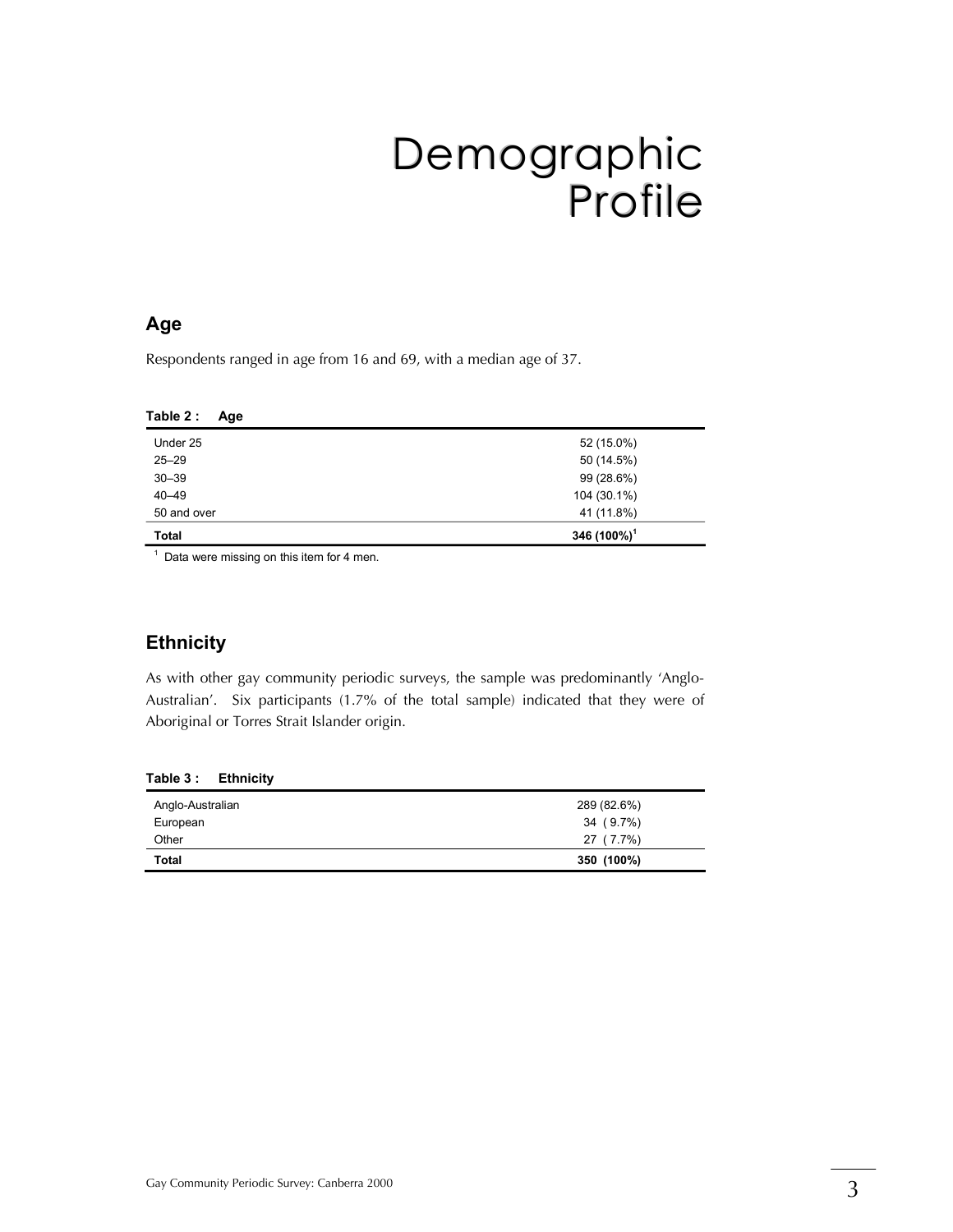# Demographic Profile

## Age

Respondents ranged in age from 16 and 69, with a median age of 37.

**Table 2 : Age**

| | |
|---|---|
| Under 25 | 52 (15.0%) |
| 25–29 | 50 (14.5%) |
| 30–39 | 99 (28.6%) |
| 40–49 | 104 (30.1%) |
| 50 and over | 41 (11.8%) |
| **Total** | **346 (100%)[1]** |

[1] Data were missing on this item for 4 men.

## Ethnicity

As with other gay community periodic surveys, the sample was predominantly 'Anglo-Australian'. Six participants (1.7% of the total sample) indicated that they were of Aboriginal or Torres Strait Islander origin.

**Table 3 : Ethnicity**

| | |
|---|---|
| Anglo-Australian | 289 (82.6%) |
| European | 34 ( 9.7%) |
| Other | 27 ( 7.7%) |
| **Total** | **350 (100%)** |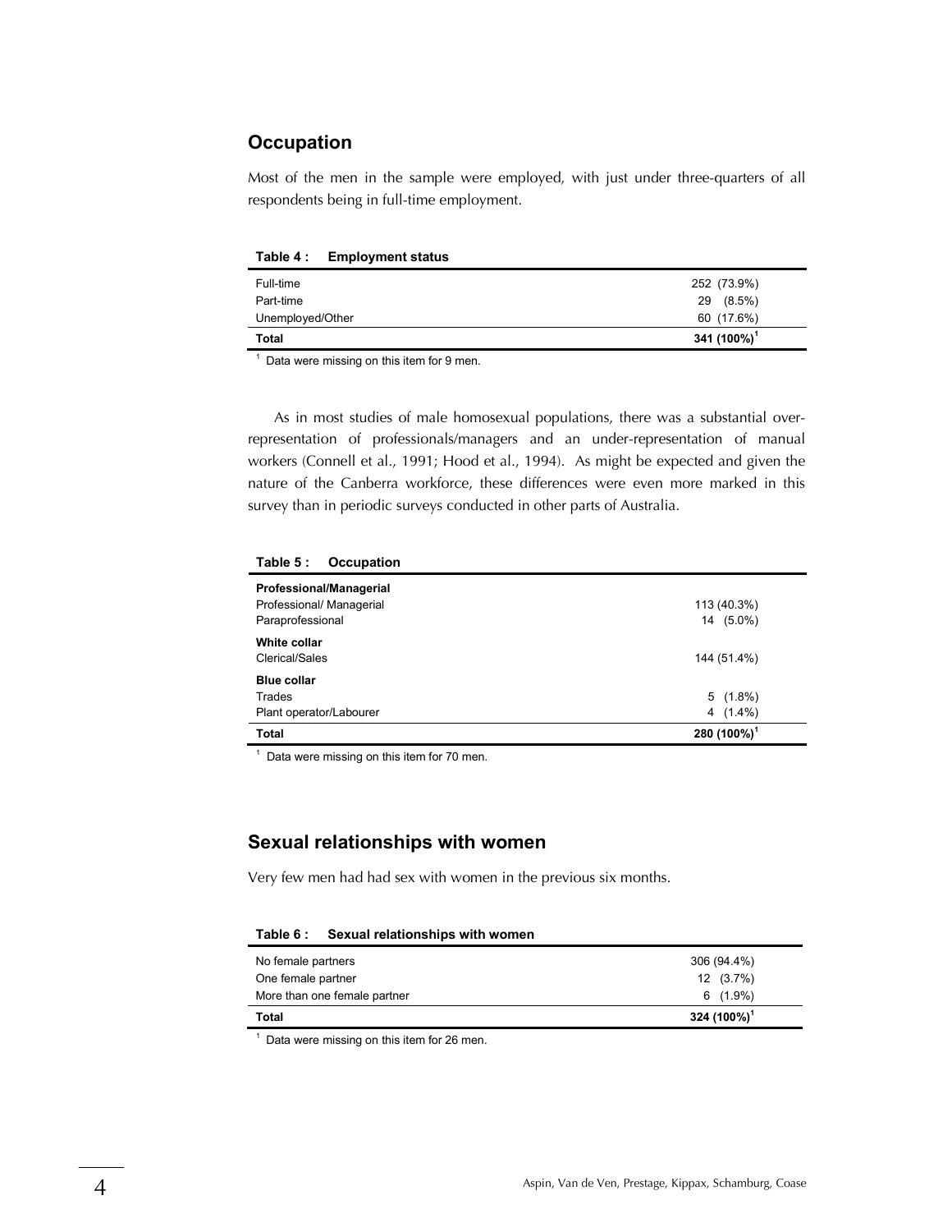## Occupation

Most of the men in the sample were employed, with just under three-quarters of all respondents being in full-time employment.

**Table 4 : Employment status**

| | |
|---|---|
| Full-time | 252 (73.9%) |
| Part-time | 29 (8.5%) |
| Unemployed/Other | 60 (17.6%) |
| **Total** | **341 (100%)[1]** |

[1] Data were missing on this item for 9 men.

As in most studies of male homosexual populations, there was a substantial over-representation of professionals/managers and an under-representation of manual workers (Connell et al., 1991; Hood et al., 1994). As might be expected and given the nature of the Canberra workforce, these differences were even more marked in this survey than in periodic surveys conducted in other parts of Australia.

**Table 5 : Occupation**

| | |
|---|---|
| **Professional/Managerial** | |
| Professional/ Managerial | 113 (40.3%) |
| Paraprofessional | 14 (5.0%) |
| **White collar** | |
| Clerical/Sales | 144 (51.4%) |
| **Blue collar** | |
| Trades | 5 (1.8%) |
| Plant operator/Labourer | 4 (1.4%) |
| **Total** | **280 (100%)[1]** |

[1] Data were missing on this item for 70 men.

## Sexual relationships with women

Very few men had had sex with women in the previous six months.

**Table 6 : Sexual relationships with women**

| | |
|---|---|
| No female partners | 306 (94.4%) |
| One female partner | 12 (3.7%) |
| More than one female partner | 6 (1.9%) |
| **Total** | **324 (100%)[1]** |

[1] Data were missing on this item for 26 men.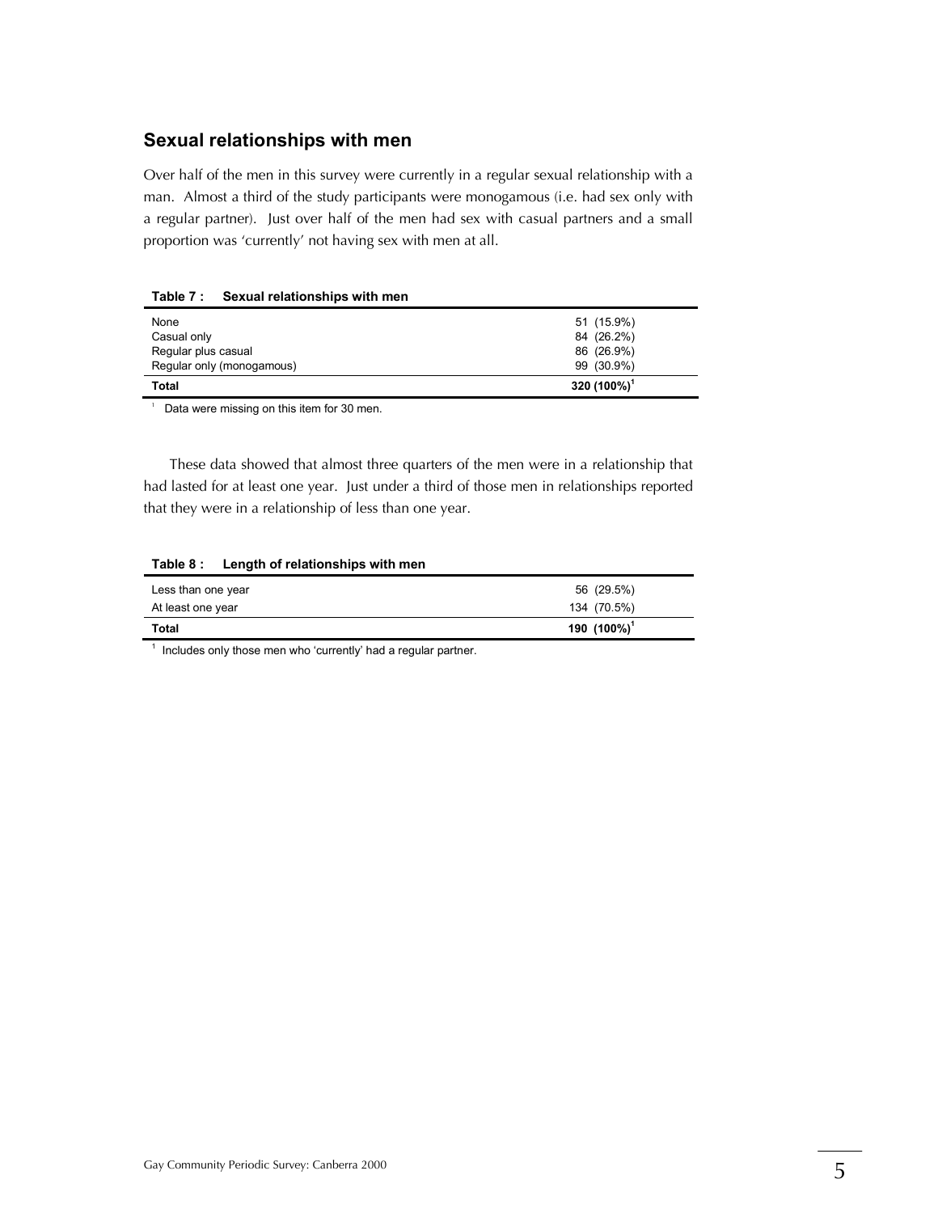## Sexual relationships with men

Over half of the men in this survey were currently in a regular sexual relationship with a man. Almost a third of the study participants were monogamous (i.e. had sex only with a regular partner). Just over half of the men had sex with casual partners and a small proportion was 'currently' not having sex with men at all.

**Table 7 : Sexual relationships with men**

| | |
|---|---|
| None | 51 (15.9%) |
| Casual only | 84 (26.2%) |
| Regular plus casual | 86 (26.9%) |
| Regular only (monogamous) | 99 (30.9%) |
| **Total** | **320 (100%)[1]** |

[1] Data were missing on this item for 30 men.

These data showed that almost three quarters of the men were in a relationship that had lasted for at least one year. Just under a third of those men in relationships reported that they were in a relationship of less than one year.

**Table 8 : Length of relationships with men**

| | |
|---|---|
| Less than one year | 56 (29.5%) |
| At least one year | 134 (70.5%) |
| **Total** | **190 (100%)[1]** |

[1] Includes only those men who 'currently' had a regular partner.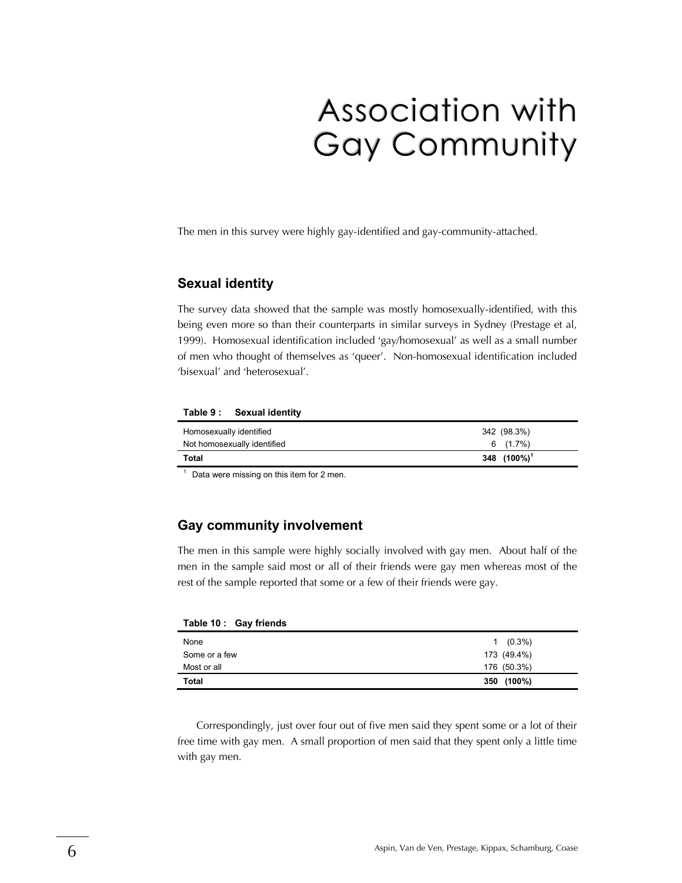# Association with Gay Community

The men in this survey were highly gay-identified and gay-community-attached.

## Sexual identity

The survey data showed that the sample was mostly homosexually-identified, with this being even more so than their counterparts in similar surveys in Sydney (Prestage et al, 1999). Homosexual identification included 'gay/homosexual' as well as a small number of men who thought of themselves as 'queer'. Non-homosexual identification included 'bisexual' and 'heterosexual'.

**Table 9 : Sexual identity**

| | |
|---|---|
| Homosexually identified | 342 (98.3%) |
| Not homosexually identified | 6 (1.7%) |
| **Total** | **348 (100%)[1]** |

[1] Data were missing on this item for 2 men.

## Gay community involvement

The men in this sample were highly socially involved with gay men. About half of the men in the sample said most or all of their friends were gay men whereas most of the rest of the sample reported that some or a few of their friends were gay.

**Table 10 : Gay friends**

| | |
|---|---|
| None | 1 (0.3%) |
| Some or a few | 173 (49.4%) |
| Most or all | 176 (50.3%) |
| **Total** | **350 (100%)** |

Correspondingly, just over four out of five men said they spent some or a lot of their free time with gay men. A small proportion of men said that they spent only a little time with gay men.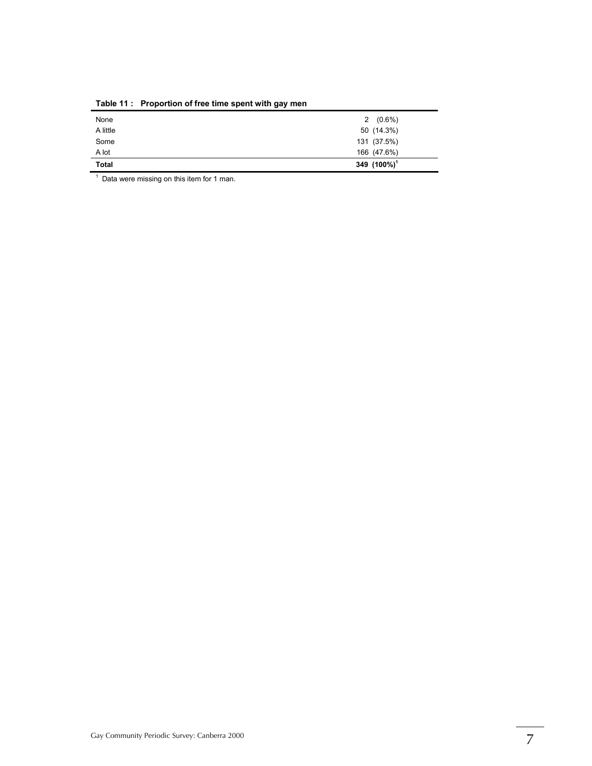**Table 11 : Proportion of free time spent with gay men**

| | |
|---|---|
| None | 2 (0.6%) |
| A little | 50 (14.3%) |
| Some | 131 (37.5%) |
| A lot | 166 (47.6%) |
| **Total** | **349 (100%)[1]** |

[1] Data were missing on this item for 1 man.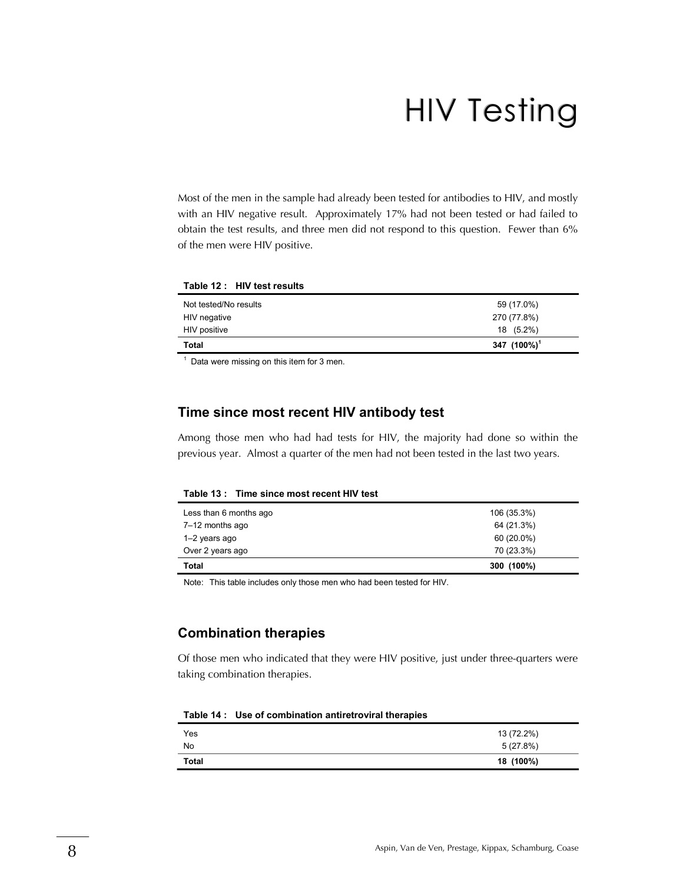# HIV Testing

Most of the men in the sample had already been tested for antibodies to HIV, and mostly with an HIV negative result. Approximately 17% had not been tested or had failed to obtain the test results, and three men did not respond to this question. Fewer than 6% of the men were HIV positive.

**Table 12 : HIV test results**

| | |
|---|---|
| Not tested/No results | 59 (17.0%) |
| HIV negative | 270 (77.8%) |
| HIV positive | 18 (5.2%) |
| **Total** | **347 (100%)[1]** |

[1] Data were missing on this item for 3 men.

## Time since most recent HIV antibody test

Among those men who had had tests for HIV, the majority had done so within the previous year. Almost a quarter of the men had not been tested in the last two years.

**Table 13 : Time since most recent HIV test**

| | |
|---|---|
| Less than 6 months ago | 106 (35.3%) |
| 7–12 months ago | 64 (21.3%) |
| 1–2 years ago | 60 (20.0%) |
| Over 2 years ago | 70 (23.3%) |
| **Total** | **300 (100%)** |

Note: This table includes only those men who had been tested for HIV.

## Combination therapies

Of those men who indicated that they were HIV positive, just under three-quarters were taking combination therapies.

**Table 14 : Use of combination antiretroviral therapies**

| | |
|---|---|
| Yes | 13 (72.2%) |
| No | 5 (27.8%) |
| **Total** | **18 (100%)** |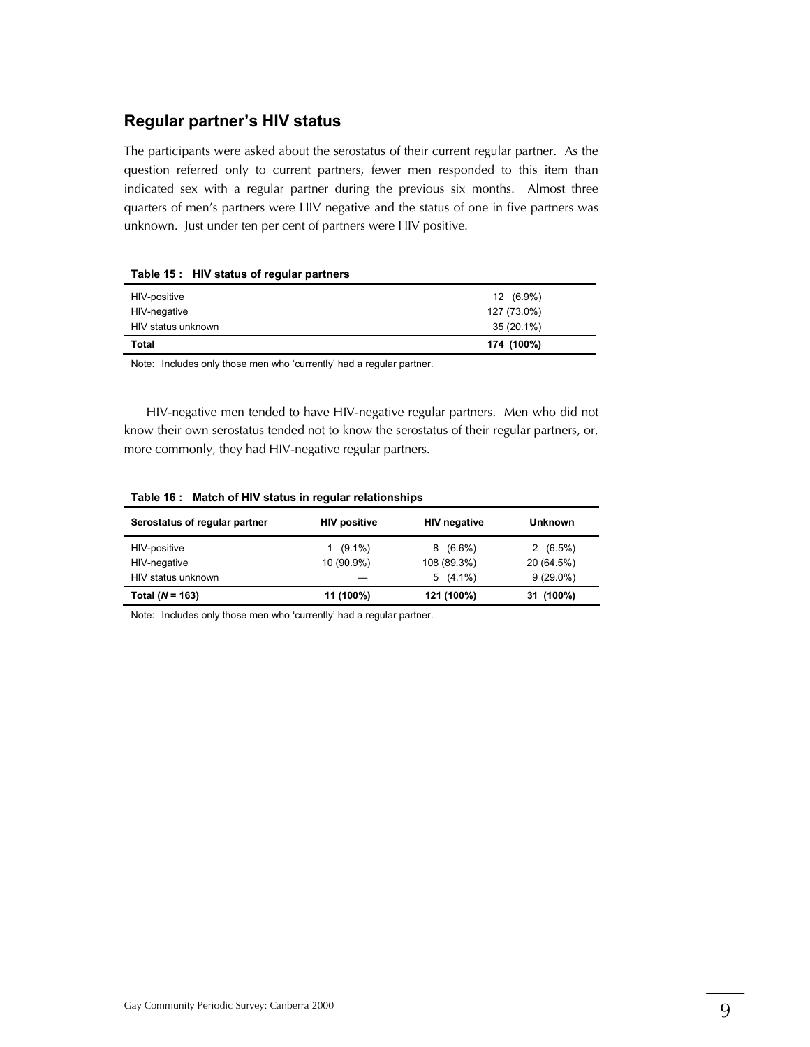## Regular partner's HIV status

The participants were asked about the serostatus of their current regular partner. As the question referred only to current partners, fewer men responded to this item than indicated sex with a regular partner during the previous six months. Almost three quarters of men's partners were HIV negative and the status of one in five partners was unknown. Just under ten per cent of partners were HIV positive.

**Table 15 : HIV status of regular partners**

| | |
|---|---|
| HIV-positive | 12 (6.9%) |
| HIV-negative | 127 (73.0%) |
| HIV status unknown | 35 (20.1%) |
| **Total** | **174 (100%)** |

Note: Includes only those men who 'currently' had a regular partner.

HIV-negative men tended to have HIV-negative regular partners. Men who did not know their own serostatus tended not to know the serostatus of their regular partners, or, more commonly, they had HIV-negative regular partners.

**Table 16 : Match of HIV status in regular relationships**

| Serostatus of regular partner | HIV positive | HIV negative | Unknown |
|---|---|---|---|
| HIV-positive | 1 (9.1%) | 8 (6.6%) | 2 (6.5%) |
| HIV-negative | 10 (90.9%) | 108 (89.3%) | 20 (64.5%) |
| HIV status unknown | — | 5 (4.1%) | 9 (29.0%) |
| **Total (*N* = 163)** | **11 (100%)** | **121 (100%)** | **31 (100%)** |

Note: Includes only those men who 'currently' had a regular partner.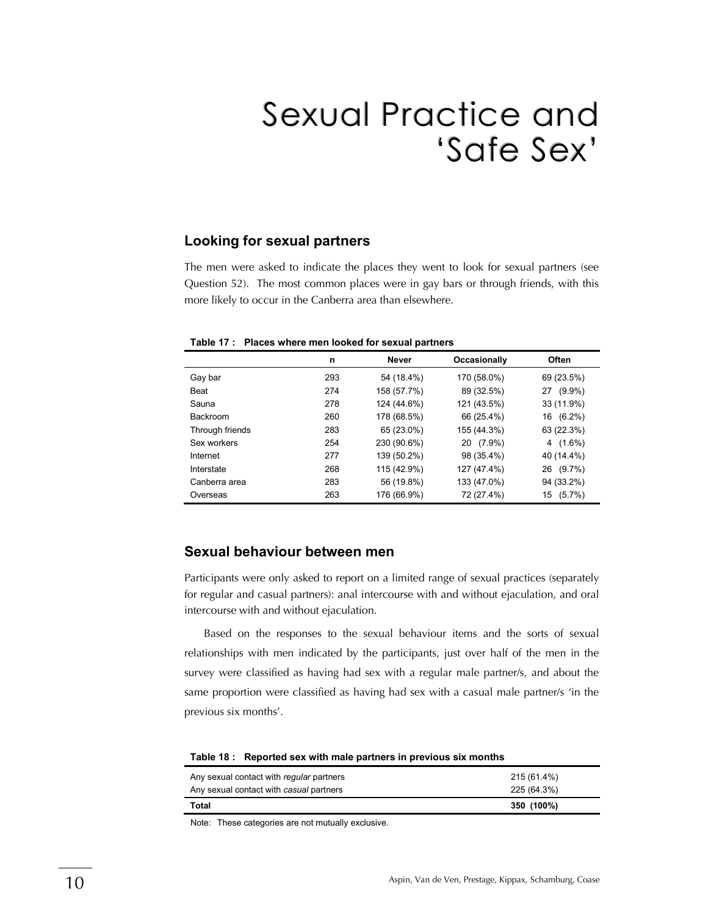# Sexual Practice and 'Safe Sex'

## Looking for sexual partners

The men were asked to indicate the places they went to look for sexual partners (see Question 52). The most common places were in gay bars or through friends, with this more likely to occur in the Canberra area than elsewhere.

**Table 17 : Places where men looked for sexual partners**

| | n | Never | Occasionally | Often |
|---|---|---|---|---|
| Gay bar | 293 | 54 (18.4%) | 170 (58.0%) | 69 (23.5%) |
| Beat | 274 | 158 (57.7%) | 89 (32.5%) | 27 (9.9%) |
| Sauna | 278 | 124 (44.6%) | 121 (43.5%) | 33 (11.9%) |
| Backroom | 260 | 178 (68.5%) | 66 (25.4%) | 16 (6.2%) |
| Through friends | 283 | 65 (23.0%) | 155 (44.3%) | 63 (22.3%) |
| Sex workers | 254 | 230 (90.6%) | 20 (7.9%) | 4 (1.6%) |
| Internet | 277 | 139 (50.2%) | 98 (35.4%) | 40 (14.4%) |
| Interstate | 268 | 115 (42.9%) | 127 (47.4%) | 26 (9.7%) |
| Canberra area | 283 | 56 (19.8%) | 133 (47.0%) | 94 (33.2%) |
| Overseas | 263 | 176 (66.9%) | 72 (27.4%) | 15 (5.7%) |

## Sexual behaviour between men

Participants were only asked to report on a limited range of sexual practices (separately for regular and casual partners): anal intercourse with and without ejaculation, and oral intercourse with and without ejaculation.

Based on the responses to the sexual behaviour items and the sorts of sexual relationships with men indicated by the participants, just over half of the men in the survey were classified as having had sex with a regular male partner/s, and about the same proportion were classified as having had sex with a casual male partner/s 'in the previous six months'.

**Table 18 : Reported sex with male partners in previous six months**

| | |
|---|---|
| Any sexual contact with *regular* partners | 215 (61.4%) |
| Any sexual contact with *casual* partners | 225 (64.3%) |
| **Total** | **350 (100%)** |

Note: These categories are not mutually exclusive.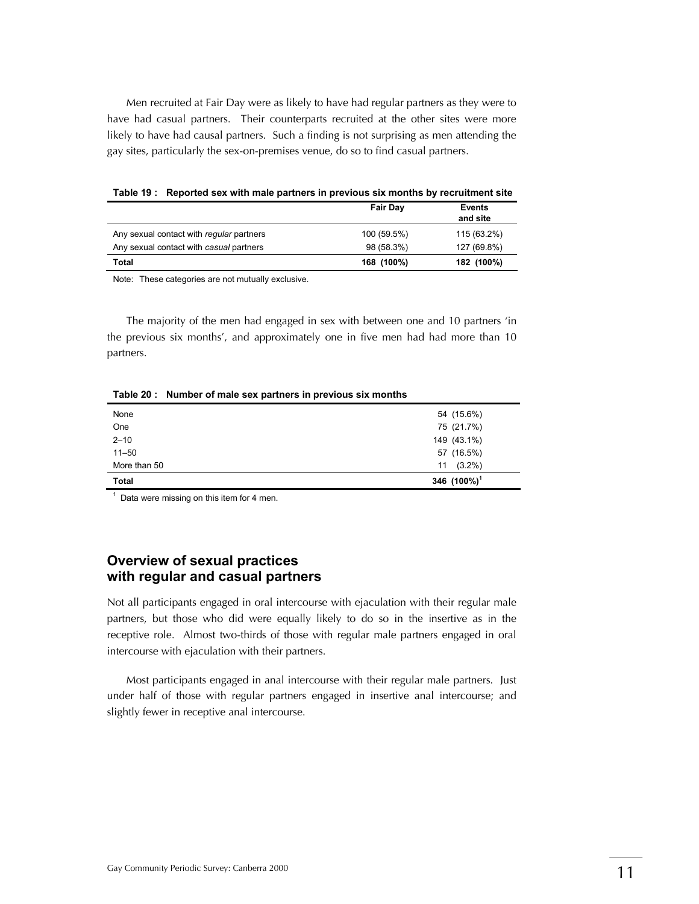Men recruited at Fair Day were as likely to have had regular partners as they were to have had casual partners. Their counterparts recruited at the other sites were more likely to have had causal partners. Such a finding is not surprising as men attending the gay sites, particularly the sex-on-premises venue, do so to find casual partners.

**Table 19 : Reported sex with male partners in previous six months by recruitment site**

| | Fair Day | Events and site |
|---|---|---|
| Any sexual contact with *regular* partners | 100 (59.5%) | 115 (63.2%) |
| Any sexual contact with *casual* partners | 98 (58.3%) | 127 (69.8%) |
| **Total** | **168 (100%)** | **182 (100%)** |

Note: These categories are not mutually exclusive.

The majority of the men had engaged in sex with between one and 10 partners 'in the previous six months', and approximately one in five men had had more than 10 partners.

**Table 20 : Number of male sex partners in previous six months**

| | |
|---|---|
| None | 54 (15.6%) |
| One | 75 (21.7%) |
| 2–10 | 149 (43.1%) |
| 11–50 | 57 (16.5%) |
| More than 50 | 11 (3.2%) |
| **Total** | **346 (100%)**[1] |

[1] Data were missing on this item for 4 men.

## Overview of sexual practices with regular and casual partners

Not all participants engaged in oral intercourse with ejaculation with their regular male partners, but those who did were equally likely to do so in the insertive as in the receptive role. Almost two-thirds of those with regular male partners engaged in oral intercourse with ejaculation with their partners.

Most participants engaged in anal intercourse with their regular male partners. Just under half of those with regular partners engaged in insertive anal intercourse; and slightly fewer in receptive anal intercourse.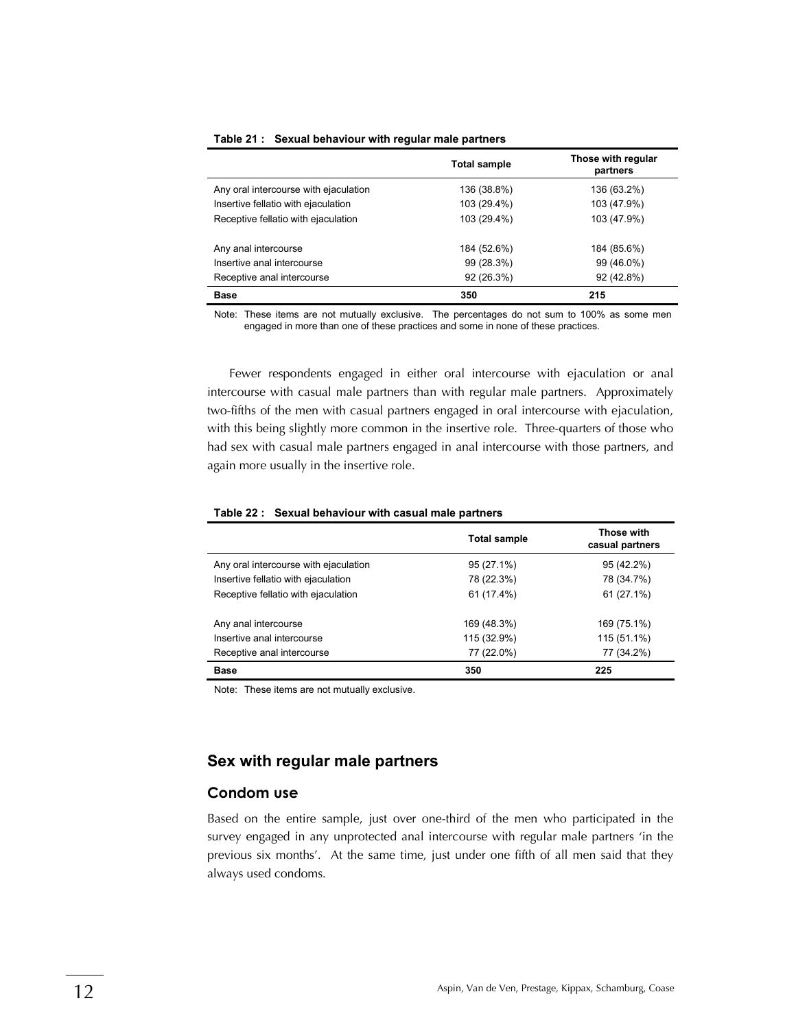**Table 21 : Sexual behaviour with regular male partners**

| | Total sample | Those with regular partners |
|---|---|---|
| Any oral intercourse with ejaculation | 136 (38.8%) | 136 (63.2%) |
| Insertive fellatio with ejaculation | 103 (29.4%) | 103 (47.9%) |
| Receptive fellatio with ejaculation | 103 (29.4%) | 103 (47.9%) |
| | | |
| Any anal intercourse | 184 (52.6%) | 184 (85.6%) |
| Insertive anal intercourse | 99 (28.3%) | 99 (46.0%) |
| Receptive anal intercourse | 92 (26.3%) | 92 (42.8%) |
| **Base** | **350** | **215** |

Note: These items are not mutually exclusive. The percentages do not sum to 100% as some men engaged in more than one of these practices and some in none of these practices.

Fewer respondents engaged in either oral intercourse with ejaculation or anal intercourse with casual male partners than with regular male partners. Approximately two-fifths of the men with casual partners engaged in oral intercourse with ejaculation, with this being slightly more common in the insertive role. Three-quarters of those who had sex with casual male partners engaged in anal intercourse with those partners, and again more usually in the insertive role.

**Table 22 : Sexual behaviour with casual male partners**

| | Total sample | Those with casual partners |
|---|---|---|
| Any oral intercourse with ejaculation | 95 (27.1%) | 95 (42.2%) |
| Insertive fellatio with ejaculation | 78 (22.3%) | 78 (34.7%) |
| Receptive fellatio with ejaculation | 61 (17.4%) | 61 (27.1%) |
| | | |
| Any anal intercourse | 169 (48.3%) | 169 (75.1%) |
| Insertive anal intercourse | 115 (32.9%) | 115 (51.1%) |
| Receptive anal intercourse | 77 (22.0%) | 77 (34.2%) |
| **Base** | **350** | **225** |

Note: These items are not mutually exclusive.

## Sex with regular male partners

### Condom use

Based on the entire sample, just over one-third of the men who participated in the survey engaged in any unprotected anal intercourse with regular male partners 'in the previous six months'. At the same time, just under one fifth of all men said that they always used condoms.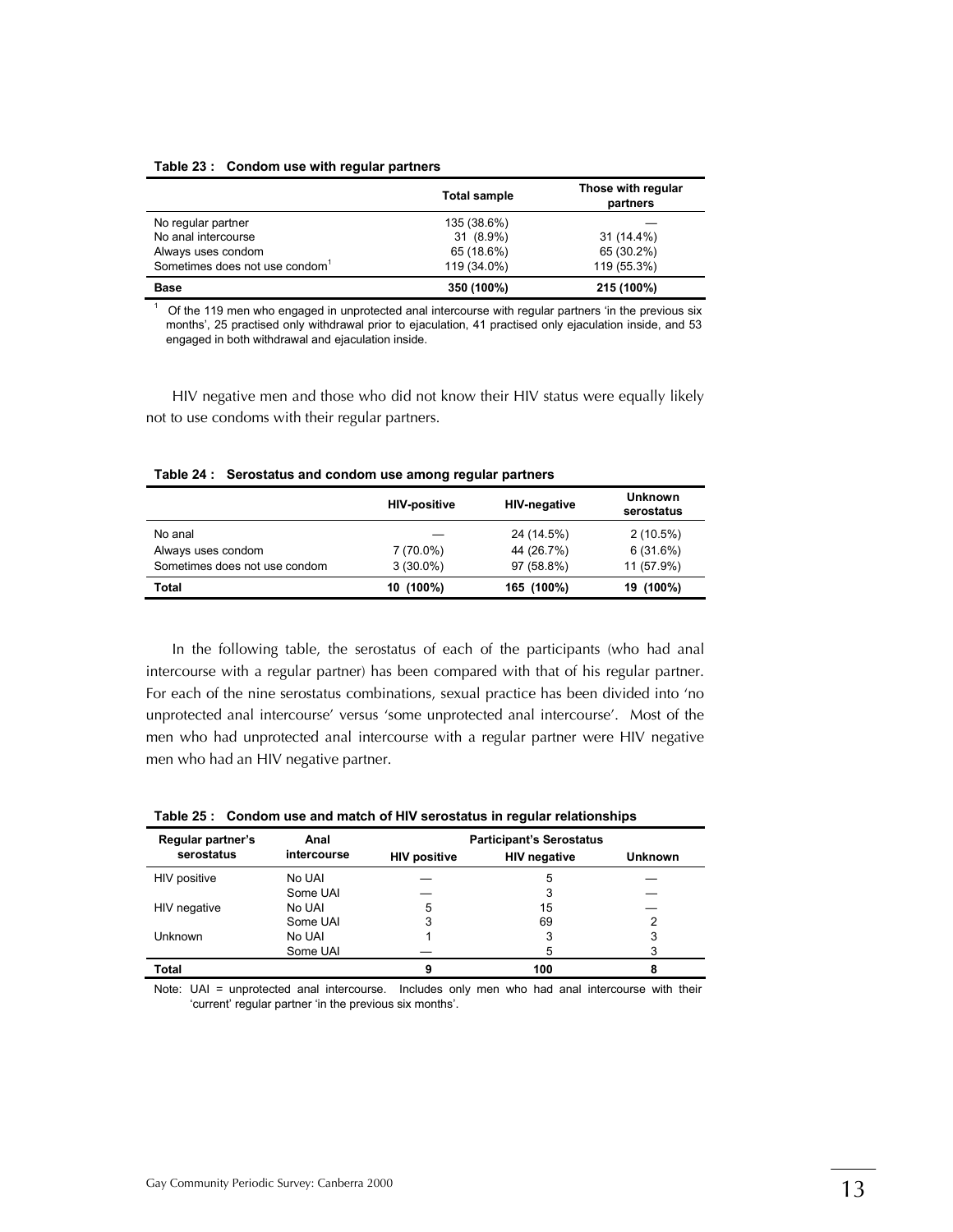**Table 23 : Condom use with regular partners**

| | Total sample | Those with regular partners |
|---|---|---|
| No regular partner | 135 (38.6%) | — |
| No anal intercourse | 31 (8.9%) | 31 (14.4%) |
| Always uses condom | 65 (18.6%) | 65 (30.2%) |
| Sometimes does not use condom[1] | 119 (34.0%) | 119 (55.3%) |
| **Base** | **350 (100%)** | **215 (100%)** |

[1] Of the 119 men who engaged in unprotected anal intercourse with regular partners 'in the previous six months', 25 practised only withdrawal prior to ejaculation, 41 practised only ejaculation inside, and 53 engaged in both withdrawal and ejaculation inside.

HIV negative men and those who did not know their HIV status were equally likely not to use condoms with their regular partners.

**Table 24 : Serostatus and condom use among regular partners**

| | HIV-positive | HIV-negative | Unknown serostatus |
|---|---|---|---|
| No anal | — | 24 (14.5%) | 2 (10.5%) |
| Always uses condom | 7 (70.0%) | 44 (26.7%) | 6 (31.6%) |
| Sometimes does not use condom | 3 (30.0%) | 97 (58.8%) | 11 (57.9%) |
| **Total** | **10 (100%)** | **165 (100%)** | **19 (100%)** |

In the following table, the serostatus of each of the participants (who had anal intercourse with a regular partner) has been compared with that of his regular partner. For each of the nine serostatus combinations, sexual practice has been divided into 'no unprotected anal intercourse' versus 'some unprotected anal intercourse'. Most of the men who had unprotected anal intercourse with a regular partner were HIV negative men who had an HIV negative partner.

**Table 25 : Condom use and match of HIV serostatus in regular relationships**

| Regular partner's serostatus | Anal intercourse | Participant's Serostatus | | |
|---|---|---|---|---|
| | | HIV positive | HIV negative | Unknown |
| HIV positive | No UAI | — | 5 | — |
| | Some UAI | — | 3 | — |
| HIV negative | No UAI | 5 | 15 | — |
| | Some UAI | 3 | 69 | 2 |
| Unknown | No UAI | 1 | 3 | 3 |
| | Some UAI | — | 5 | 3 |
| **Total** | | **9** | **100** | **8** |

Note: UAI = unprotected anal intercourse. Includes only men who had anal intercourse with their 'current' regular partner 'in the previous six months'.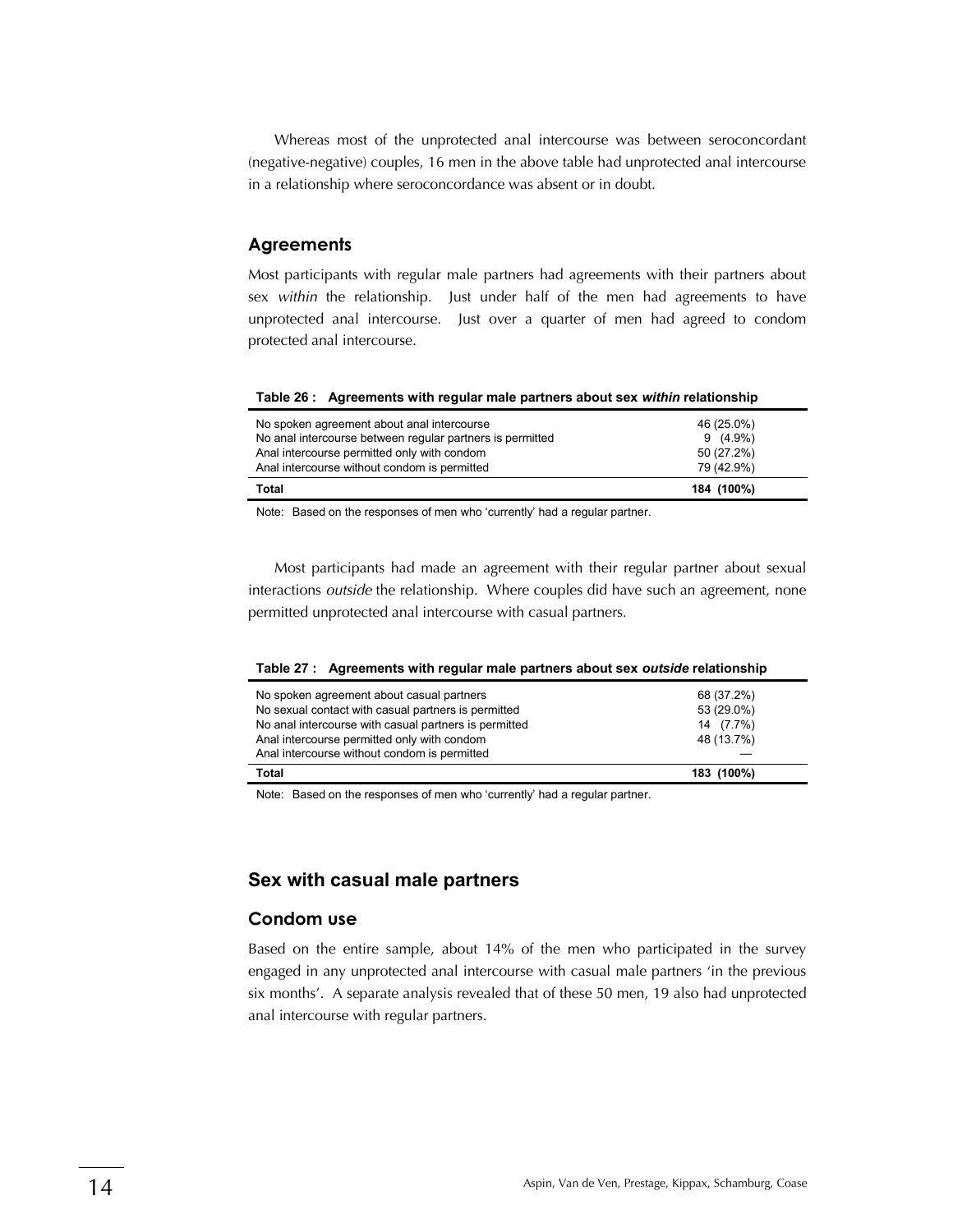Whereas most of the unprotected anal intercourse was between seroconcordant (negative-negative) couples, 16 men in the above table had unprotected anal intercourse in a relationship where seroconcordance was absent or in doubt.

### Agreements

Most participants with regular male partners had agreements with their partners about sex *within* the relationship. Just under half of the men had agreements to have unprotected anal intercourse. Just over a quarter of men had agreed to condom protected anal intercourse.

**Table 26 : Agreements with regular male partners about sex *within* relationship**

| | |
|---|---|
| No spoken agreement about anal intercourse | 46 (25.0%) |
| No anal intercourse between regular partners is permitted | 9 (4.9%) |
| Anal intercourse permitted only with condom | 50 (27.2%) |
| Anal intercourse without condom is permitted | 79 (42.9%) |
| **Total** | **184 (100%)** |

Note: Based on the responses of men who 'currently' had a regular partner.

Most participants had made an agreement with their regular partner about sexual interactions *outside* the relationship. Where couples did have such an agreement, none permitted unprotected anal intercourse with casual partners.

**Table 27 : Agreements with regular male partners about sex *outside* relationship**

| | |
|---|---|
| No spoken agreement about casual partners | 68 (37.2%) |
| No sexual contact with casual partners is permitted | 53 (29.0%) |
| No anal intercourse with casual partners is permitted | 14 (7.7%) |
| Anal intercourse permitted only with condom | 48 (13.7%) |
| Anal intercourse without condom is permitted | — |
| **Total** | **183 (100%)** |

Note: Based on the responses of men who 'currently' had a regular partner.

## Sex with casual male partners

### Condom use

Based on the entire sample, about 14% of the men who participated in the survey engaged in any unprotected anal intercourse with casual male partners 'in the previous six months'. A separate analysis revealed that of these 50 men, 19 also had unprotected anal intercourse with regular partners.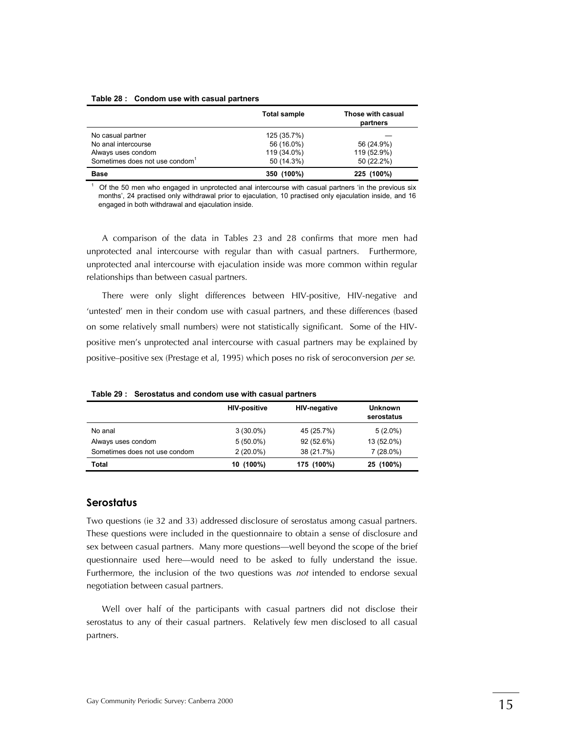**Table 28 : Condom use with casual partners**

| | Total sample | Those with casual partners |
|---|---|---|
| No casual partner | 125 (35.7%) | — |
| No anal intercourse | 56 (16.0%) | 56 (24.9%) |
| Always uses condom | 119 (34.0%) | 119 (52.9%) |
| Sometimes does not use condom[1] | 50 (14.3%) | 50 (22.2%) |
| **Base** | **350 (100%)** | **225 (100%)** |

[1] Of the 50 men who engaged in unprotected anal intercourse with casual partners 'in the previous six months', 24 practised only withdrawal prior to ejaculation, 10 practised only ejaculation inside, and 16 engaged in both withdrawal and ejaculation inside.

A comparison of the data in Tables 23 and 28 confirms that more men had unprotected anal intercourse with regular than with casual partners. Furthermore, unprotected anal intercourse with ejaculation inside was more common within regular relationships than between casual partners.

There were only slight differences between HIV-positive, HIV-negative and 'untested' men in their condom use with casual partners, and these differences (based on some relatively small numbers) were not statistically significant. Some of the HIV-positive men's unprotected anal intercourse with casual partners may be explained by positive–positive sex (Prestage et al, 1995) which poses no risk of seroconversion *per se*.

**Table 29 : Serostatus and condom use with casual partners**

| | HIV-positive | HIV-negative | Unknown serostatus |
|---|---|---|---|
| No anal | 3 (30.0%) | 45 (25.7%) | 5 (2.0%) |
| Always uses condom | 5 (50.0%) | 92 (52.6%) | 13 (52.0%) |
| Sometimes does not use condom | 2 (20.0%) | 38 (21.7%) | 7 (28.0%) |
| **Total** | **10 (100%)** | **175 (100%)** | **25 (100%)** |

## Serostatus

Two questions (ie 32 and 33) addressed disclosure of serostatus among casual partners. These questions were included in the questionnaire to obtain a sense of disclosure and sex between casual partners. Many more questions—well beyond the scope of the brief questionnaire used here—would need to be asked to fully understand the issue. Furthermore, the inclusion of the two questions was *not* intended to endorse sexual negotiation between casual partners.

Well over half of the participants with casual partners did not disclose their serostatus to any of their casual partners. Relatively few men disclosed to all casual partners.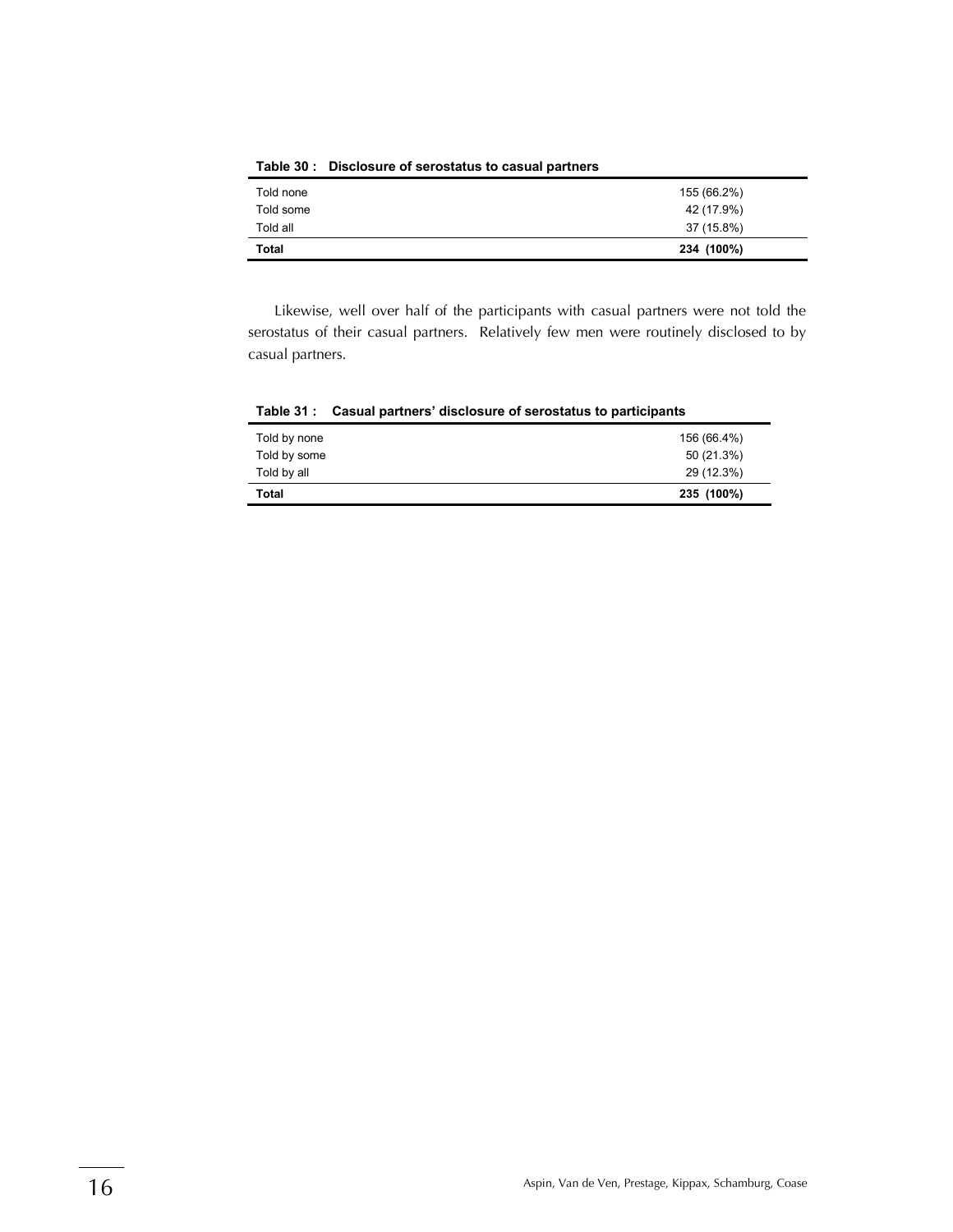**Table 30 : Disclosure of serostatus to casual partners**

| | |
|---|---|
| Told none | 155 (66.2%) |
| Told some | 42 (17.9%) |
| Told all | 37 (15.8%) |
| **Total** | **234 (100%)** |

Likewise, well over half of the participants with casual partners were not told the serostatus of their casual partners. Relatively few men were routinely disclosed to by casual partners.

**Table 31 : Casual partners' disclosure of serostatus to participants**

| | |
|---|---|
| Told by none | 156 (66.4%) |
| Told by some | 50 (21.3%) |
| Told by all | 29 (12.3%) |
| **Total** | **235 (100%)** |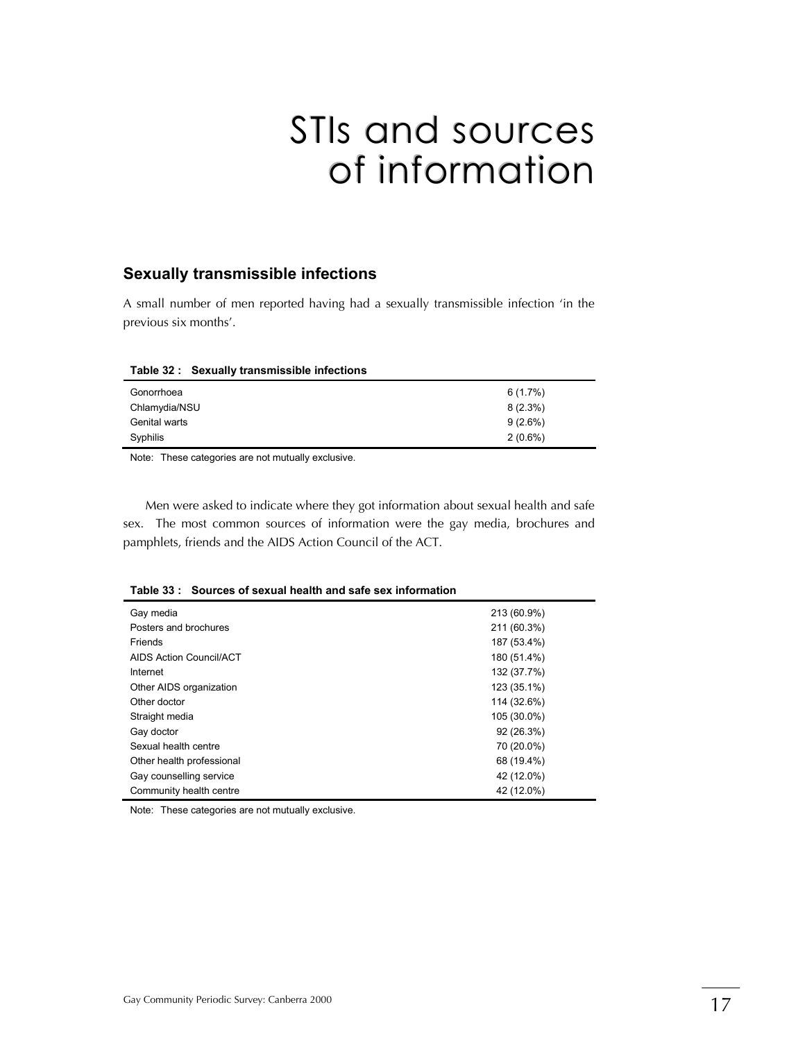# STIs and sources of information

## Sexually transmissible infections

A small number of men reported having had a sexually transmissible infection 'in the previous six months'.

**Table 32 : Sexually transmissible infections**

| | |
|---|---|
| Gonorrhoea | 6 (1.7%) |
| Chlamydia/NSU | 8 (2.3%) |
| Genital warts | 9 (2.6%) |
| Syphilis | 2 (0.6%) |

Note: These categories are not mutually exclusive.

Men were asked to indicate where they got information about sexual health and safe sex. The most common sources of information were the gay media, brochures and pamphlets, friends and the AIDS Action Council of the ACT.

**Table 33 : Sources of sexual health and safe sex information**

| | |
|---|---|
| Gay media | 213 (60.9%) |
| Posters and brochures | 211 (60.3%) |
| Friends | 187 (53.4%) |
| AIDS Action Council/ACT | 180 (51.4%) |
| Internet | 132 (37.7%) |
| Other AIDS organization | 123 (35.1%) |
| Other doctor | 114 (32.6%) |
| Straight media | 105 (30.0%) |
| Gay doctor | 92 (26.3%) |
| Sexual health centre | 70 (20.0%) |
| Other health professional | 68 (19.4%) |
| Gay counselling service | 42 (12.0%) |
| Community health centre | 42 (12.0%) |

Note: These categories are not mutually exclusive.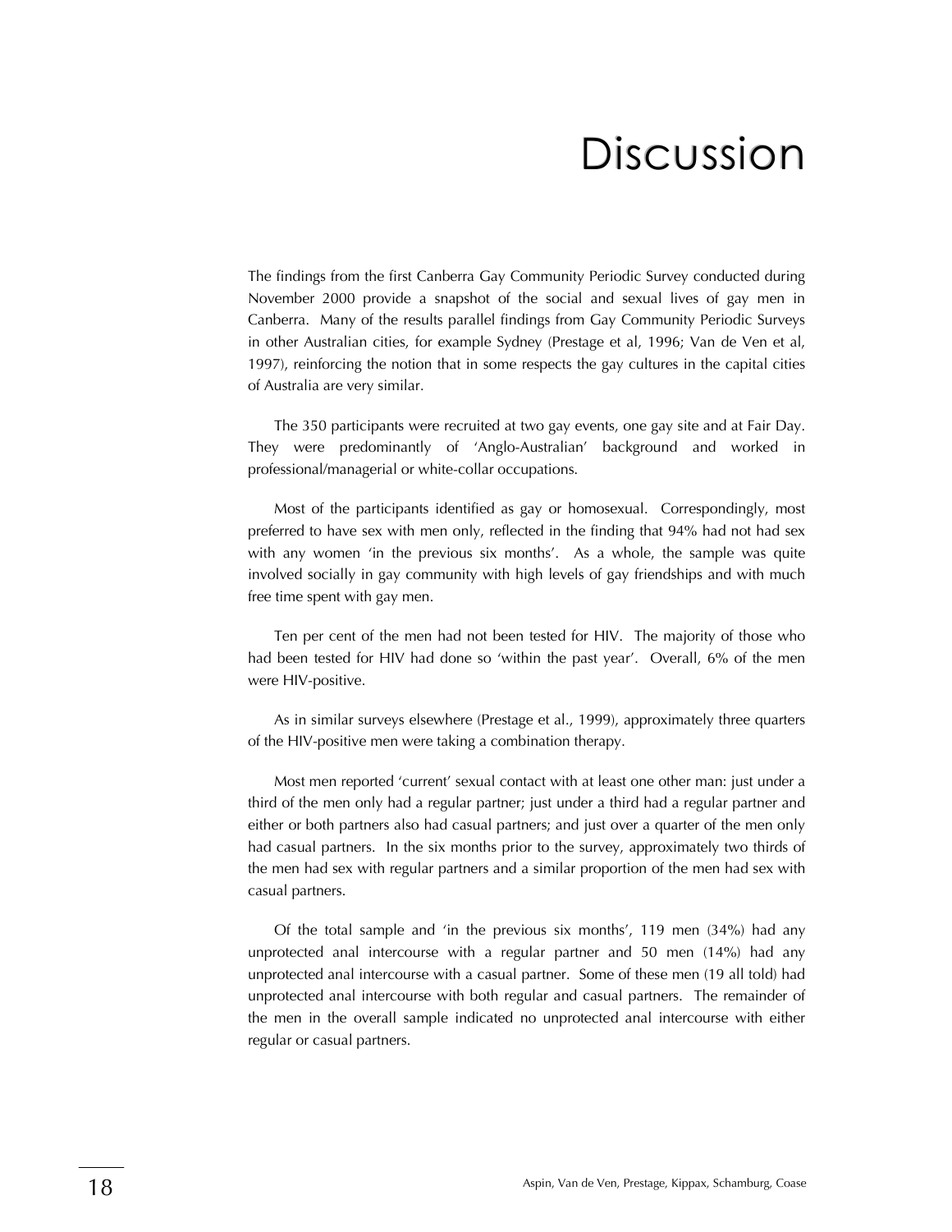# Discussion

The findings from the first Canberra Gay Community Periodic Survey conducted during November 2000 provide a snapshot of the social and sexual lives of gay men in Canberra. Many of the results parallel findings from Gay Community Periodic Surveys in other Australian cities, for example Sydney (Prestage et al, 1996; Van de Ven et al, 1997), reinforcing the notion that in some respects the gay cultures in the capital cities of Australia are very similar.

The 350 participants were recruited at two gay events, one gay site and at Fair Day. They were predominantly of 'Anglo-Australian' background and worked in professional/managerial or white-collar occupations.

Most of the participants identified as gay or homosexual. Correspondingly, most preferred to have sex with men only, reflected in the finding that 94% had not had sex with any women 'in the previous six months'. As a whole, the sample was quite involved socially in gay community with high levels of gay friendships and with much free time spent with gay men.

Ten per cent of the men had not been tested for HIV. The majority of those who had been tested for HIV had done so 'within the past year'. Overall, 6% of the men were HIV-positive.

As in similar surveys elsewhere (Prestage et al., 1999), approximately three quarters of the HIV-positive men were taking a combination therapy.

Most men reported 'current' sexual contact with at least one other man: just under a third of the men only had a regular partner; just under a third had a regular partner and either or both partners also had casual partners; and just over a quarter of the men only had casual partners. In the six months prior to the survey, approximately two thirds of the men had sex with regular partners and a similar proportion of the men had sex with casual partners.

Of the total sample and 'in the previous six months', 119 men (34%) had any unprotected anal intercourse with a regular partner and 50 men (14%) had any unprotected anal intercourse with a casual partner. Some of these men (19 all told) had unprotected anal intercourse with both regular and casual partners. The remainder of the men in the overall sample indicated no unprotected anal intercourse with either regular or casual partners.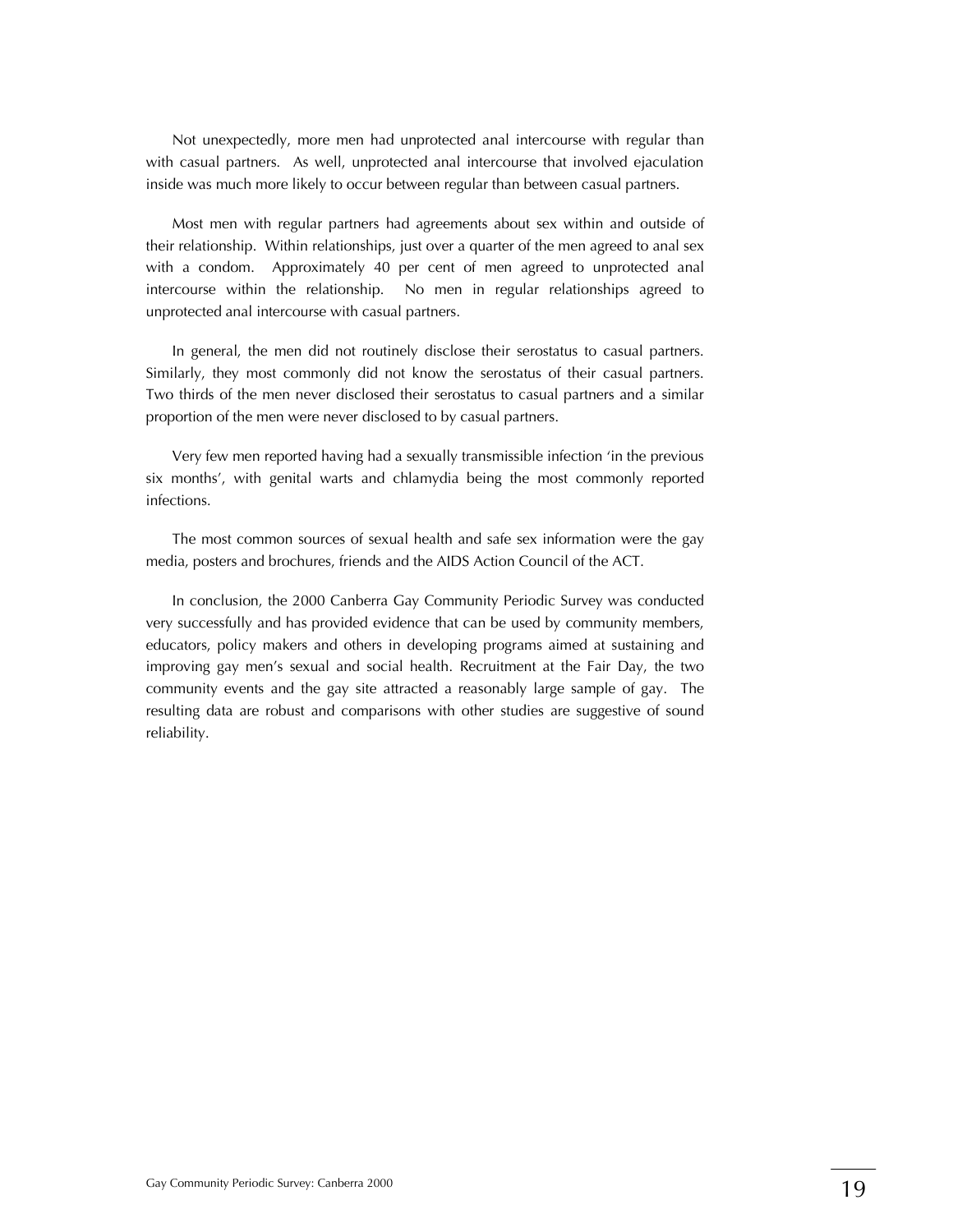Not unexpectedly, more men had unprotected anal intercourse with regular than with casual partners. As well, unprotected anal intercourse that involved ejaculation inside was much more likely to occur between regular than between casual partners.

Most men with regular partners had agreements about sex within and outside of their relationship. Within relationships, just over a quarter of the men agreed to anal sex with a condom. Approximately 40 per cent of men agreed to unprotected anal intercourse within the relationship. No men in regular relationships agreed to unprotected anal intercourse with casual partners.

In general, the men did not routinely disclose their serostatus to casual partners. Similarly, they most commonly did not know the serostatus of their casual partners. Two thirds of the men never disclosed their serostatus to casual partners and a similar proportion of the men were never disclosed to by casual partners.

Very few men reported having had a sexually transmissible infection 'in the previous six months', with genital warts and chlamydia being the most commonly reported infections.

The most common sources of sexual health and safe sex information were the gay media, posters and brochures, friends and the AIDS Action Council of the ACT.

In conclusion, the 2000 Canberra Gay Community Periodic Survey was conducted very successfully and has provided evidence that can be used by community members, educators, policy makers and others in developing programs aimed at sustaining and improving gay men's sexual and social health. Recruitment at the Fair Day, the two community events and the gay site attracted a reasonably large sample of gay. The resulting data are robust and comparisons with other studies are suggestive of sound reliability.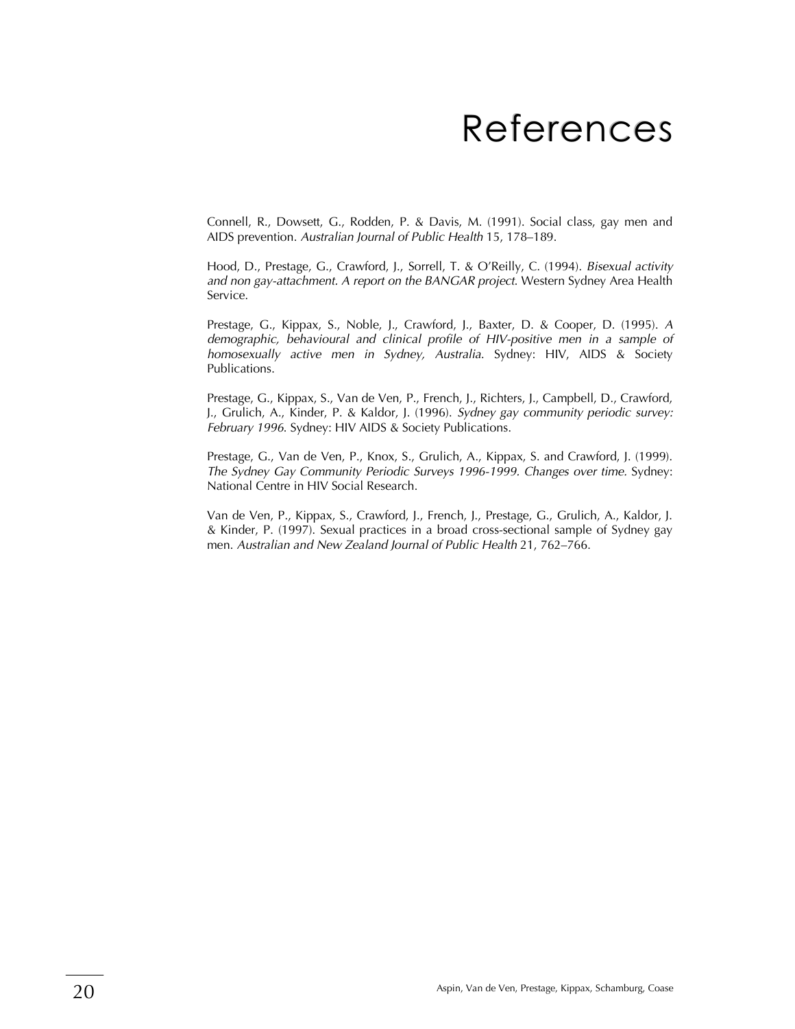# References

Connell, R., Dowsett, G., Rodden, P. & Davis, M. (1991). Social class, gay men and AIDS prevention. *Australian Journal of Public Health* 15, 178–189.

Hood, D., Prestage, G., Crawford, J., Sorrell, T. & O'Reilly, C. (1994). *Bisexual activity and non gay-attachment. A report on the BANGAR project*. Western Sydney Area Health Service.

Prestage, G., Kippax, S., Noble, J., Crawford, J., Baxter, D. & Cooper, D. (1995). *A demographic, behavioural and clinical profile of HIV-positive men in a sample of homosexually active men in Sydney, Australia*. Sydney: HIV, AIDS & Society Publications.

Prestage, G., Kippax, S., Van de Ven, P., French, J., Richters, J., Campbell, D., Crawford, J., Grulich, A., Kinder, P. & Kaldor, J. (1996). *Sydney gay community periodic survey: February 1996*. Sydney: HIV AIDS & Society Publications.

Prestage, G., Van de Ven, P., Knox, S., Grulich, A., Kippax, S. and Crawford, J. (1999). *The Sydney Gay Community Periodic Surveys 1996-1999. Changes over time*. Sydney: National Centre in HIV Social Research.

Van de Ven, P., Kippax, S., Crawford, J., French, J., Prestage, G., Grulich, A., Kaldor, J. & Kinder, P. (1997). Sexual practices in a broad cross-sectional sample of Sydney gay men. *Australian and New Zealand Journal of Public Health* 21, 762–766.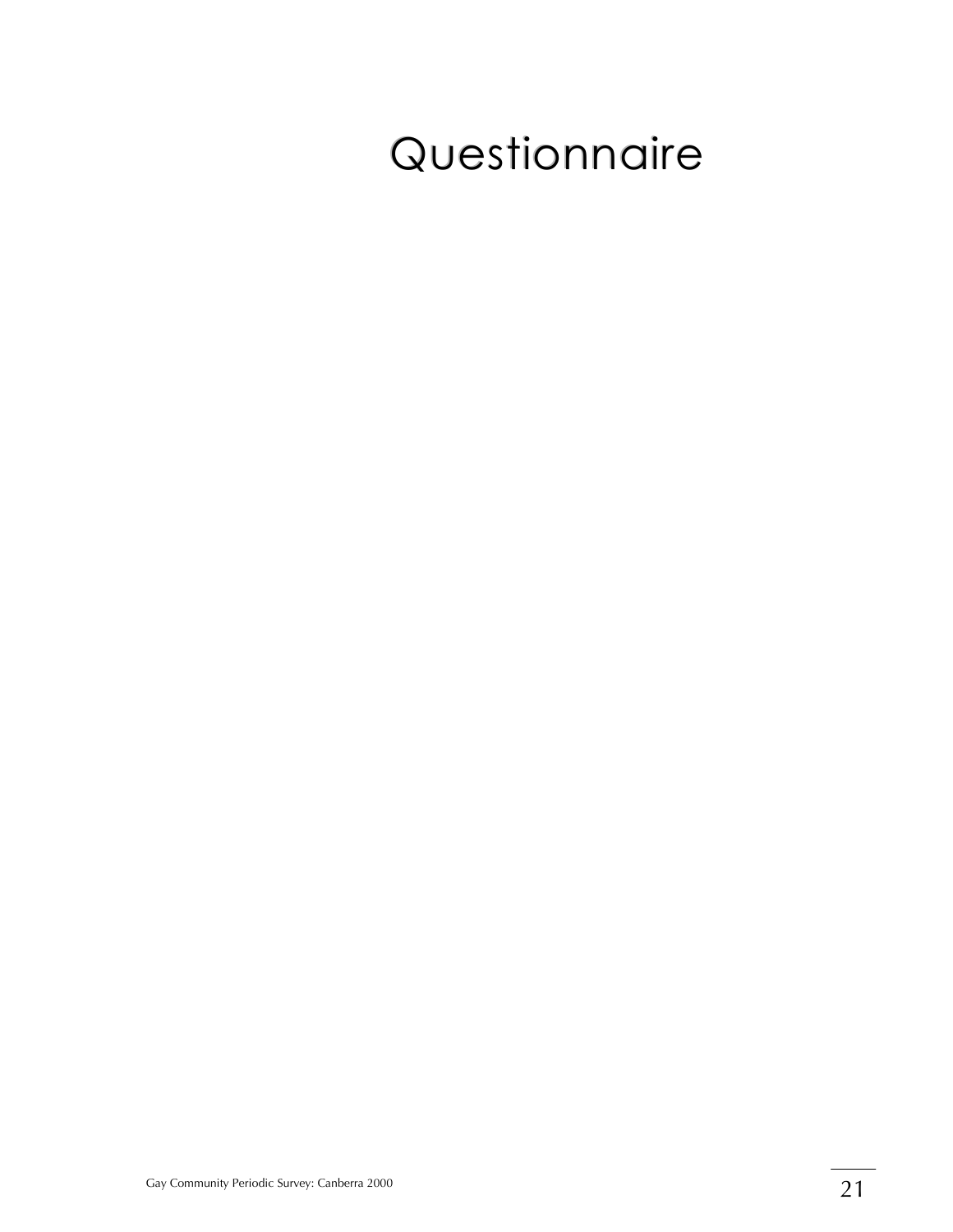# Questionnaire